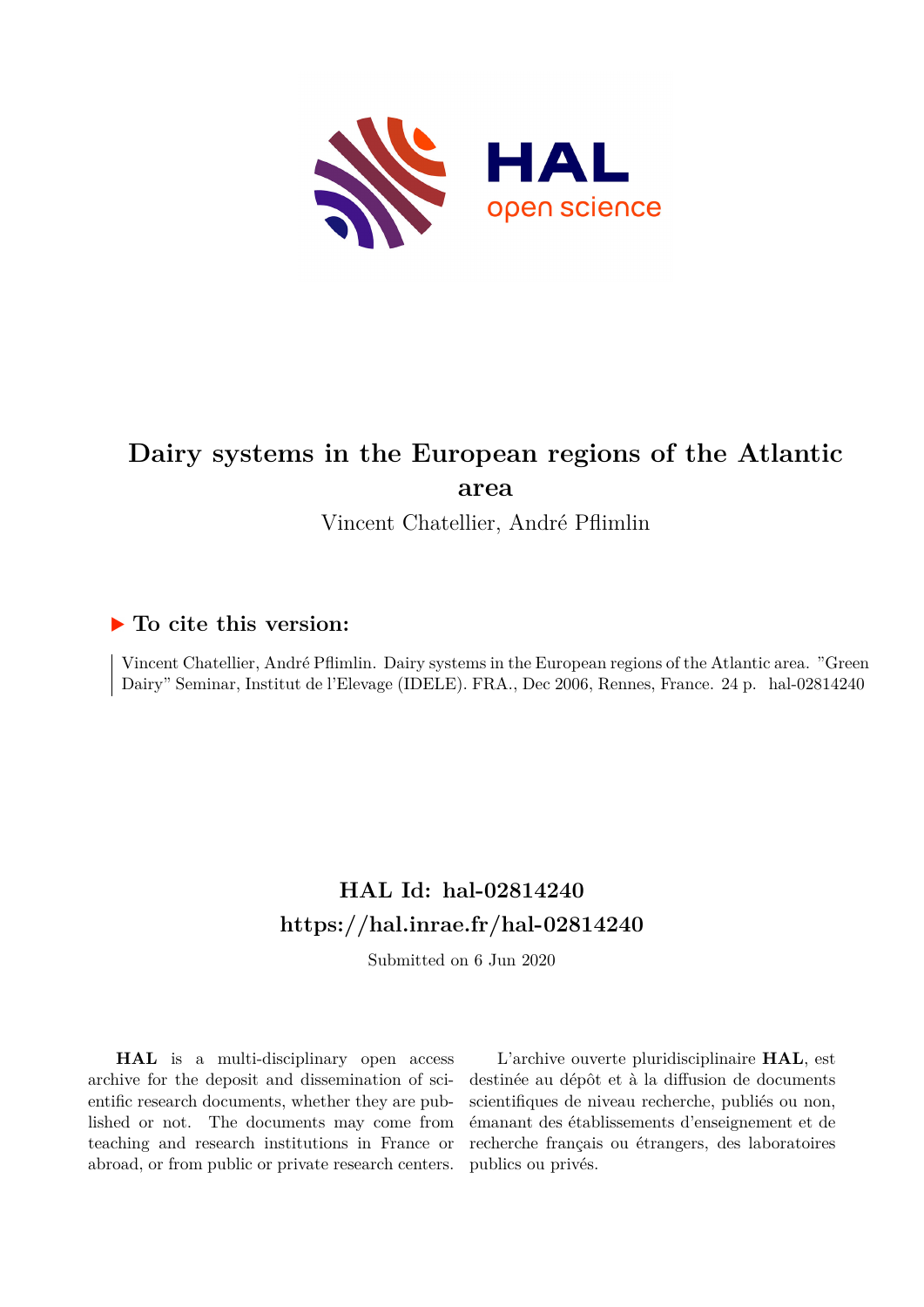# Dairy systems in the European regions of the Atlantic area

Vincent Chatellier, André Pflimlin

## ▶ To cite this version:

Vincent Chatellier, André Pflimlin. Dairy systems in the European regions of the Atlantic area. "Green Dairy" Seminar, Institut de l'Elevage (IDELE). FRA., Dec 2006, Rennes, France. 24 p. hal-02814240

## HAL Id: hal-02814240

## https://hal.inrae.fr/hal-02814240

Submitted on 6 Jun 2020

**HAL** is a multi-disciplinary open access archive for the deposit and dissemination of scientific research documents, whether they are published or not. The documents may come from teaching and research institutions in France or abroad, or from public or private research centers.

L'archive ouverte pluridisciplinaire **HAL**, est destinée au dépôt et à la diffusion de documents scientifiques de niveau recherche, publiés ou non, émanant des établissements d'enseignement et de recherche français ou étrangers, des laboratoires publics ou privés.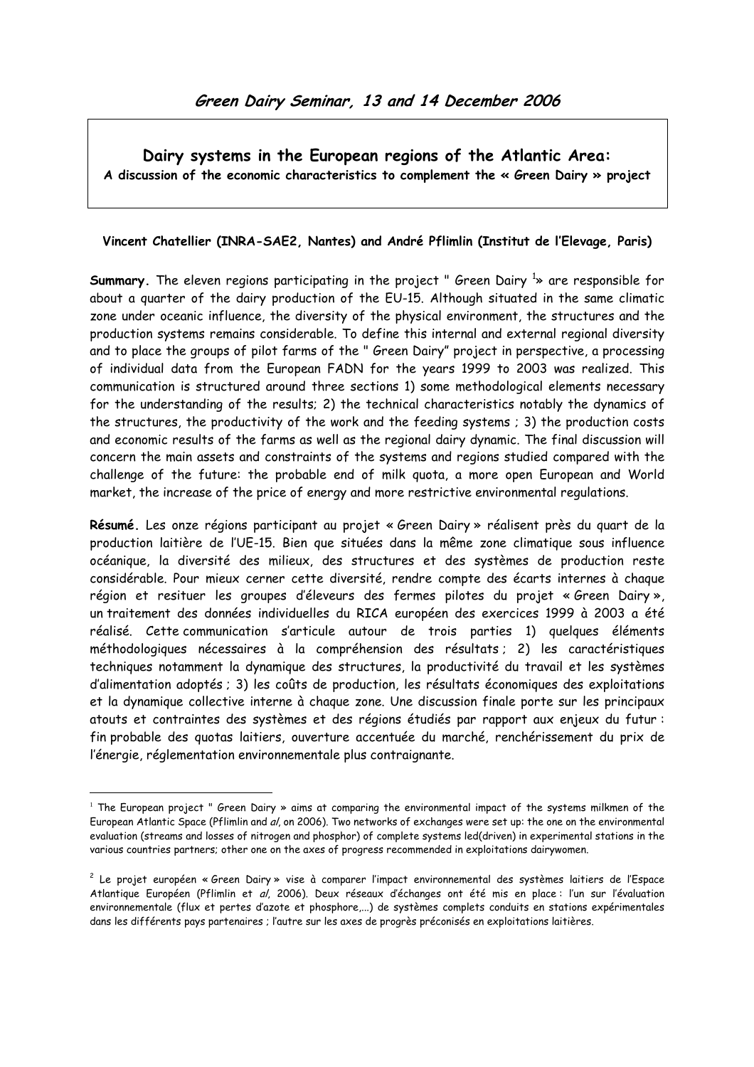## Green Dairy Seminar, 13 and 14 December 2006

**Dairy systems in the European regions of the Atlantic Area:**
**A discussion of the economic characteristics to complement the « Green Dairy » project**

**Vincent Chatellier (INRA-SAE2, Nantes) and André Pflimlin (Institut de l'Elevage, Paris)**

**Summary.** The eleven regions participating in the project " Green Dairy [1]» are responsible for about a quarter of the dairy production of the EU-15. Although situated in the same climatic zone under oceanic influence, the diversity of the physical environment, the structures and the production systems remains considerable. To define this internal and external regional diversity and to place the groups of pilot farms of the " Green Dairy" project in perspective, a processing of individual data from the European FADN for the years 1999 to 2003 was realized. This communication is structured around three sections 1) some methodological elements necessary for the understanding of the results; 2) the technical characteristics notably the dynamics of the structures, the productivity of the work and the feeding systems ; 3) the production costs and economic results of the farms as well as the regional dairy dynamic. The final discussion will concern the main assets and constraints of the systems and regions studied compared with the challenge of the future: the probable end of milk quota, a more open European and World market, the increase of the price of energy and more restrictive environmental regulations.

**Résumé.** Les onze régions participant au projet « Green Dairy » réalisent près du quart de la production laitière de l'UE-15. Bien que situées dans la même zone climatique sous influence océanique, la diversité des milieux, des structures et des systèmes de production reste considérable. Pour mieux cerner cette diversité, rendre compte des écarts internes à chaque région et resituer les groupes d'éleveurs des fermes pilotes du projet « Green Dairy », un traitement des données individuelles du RICA européen des exercices 1999 à 2003 a été réalisé. Cette communication s'articule autour de trois parties 1) quelques éléments méthodologiques nécessaires à la compréhension des résultats ; 2) les caractéristiques techniques notamment la dynamique des structures, la productivité du travail et les systèmes d'alimentation adoptés ; 3) les coûts de production, les résultats économiques des exploitations et la dynamique collective interne à chaque zone. Une discussion finale porte sur les principaux atouts et contraintes des systèmes et des régions étudiés par rapport aux enjeux du futur : fin probable des quotas laitiers, ouverture accentuée du marché, renchérissement du prix de l'énergie, réglementation environnementale plus contraignante.

---

[1] The European project " Green Dairy » aims at comparing the environmental impact of the systems milkmen of the European Atlantic Space (Pflimlin and *al*, on 2006). Two networks of exchanges were set up: the one on the environmental evaluation (streams and losses of nitrogen and phosphor) of complete systems led(driven) in experimental stations in the various countries partners; other one on the axes of progress recommended in exploitations dairywomen.

[2] Le projet européen « Green Dairy » vise à comparer l'impact environnemental des systèmes laitiers de l'Espace Atlantique Européen (Pflimlin et *al*, 2006). Deux réseaux d'échanges ont été mis en place : l'un sur l'évaluation environnementale (flux et pertes d'azote et phosphore,…) de systèmes complets conduits en stations expérimentales dans les différents pays partenaires ; l'autre sur les axes de progrès préconisés en exploitations laitières.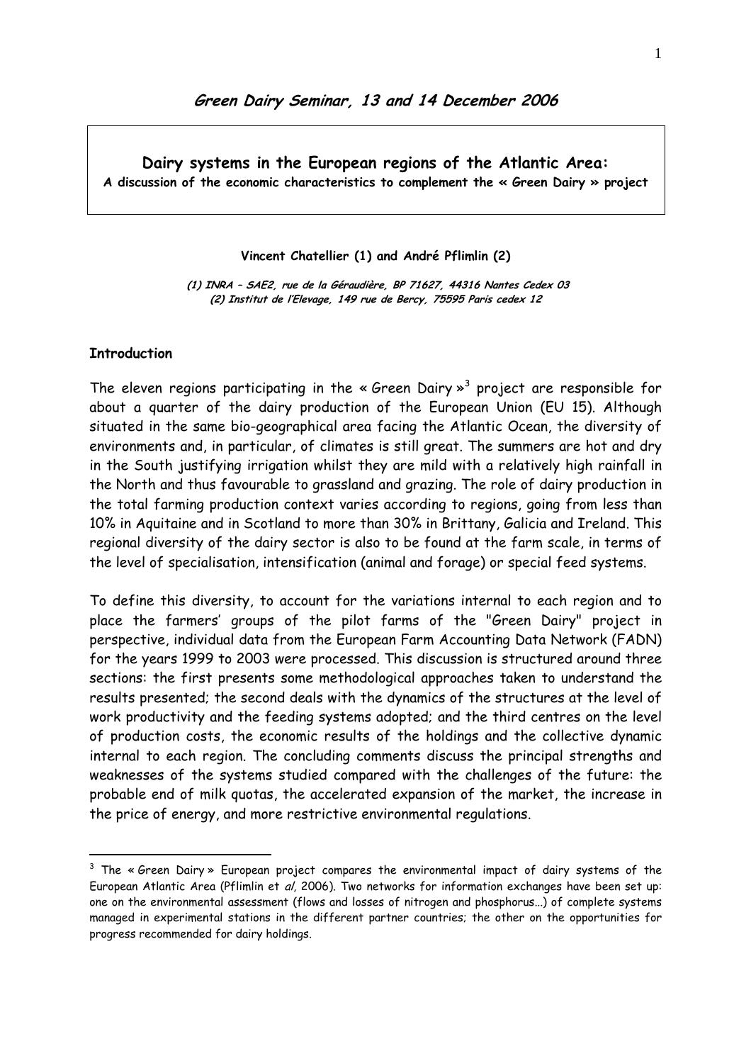## Green Dairy Seminar, 13 and 14 December 2006

**Dairy systems in the European regions of the Atlantic Area:**
**A discussion of the economic characteristics to complement the « Green Dairy » project**

**Vincent Chatellier (1) and André Pflimlin (2)**

*(1) INRA – SAE2, rue de la Géraudière, BP 71627, 44316 Nantes Cedex 03*
*(2) Institut de l'Elevage, 149 rue de Bercy, 75595 Paris cedex 12*

### Introduction

The eleven regions participating in the « Green Dairy »[3] project are responsible for about a quarter of the dairy production of the European Union (EU 15). Although situated in the same bio-geographical area facing the Atlantic Ocean, the diversity of environments and, in particular, of climates is still great. The summers are hot and dry in the South justifying irrigation whilst they are mild with a relatively high rainfall in the North and thus favourable to grassland and grazing. The role of dairy production in the total farming production context varies according to regions, going from less than 10% in Aquitaine and in Scotland to more than 30% in Brittany, Galicia and Ireland. This regional diversity of the dairy sector is also to be found at the farm scale, in terms of the level of specialisation, intensification (animal and forage) or special feed systems.

To define this diversity, to account for the variations internal to each region and to place the farmers' groups of the pilot farms of the "Green Dairy" project in perspective, individual data from the European Farm Accounting Data Network (FADN) for the years 1999 to 2003 were processed. This discussion is structured around three sections: the first presents some methodological approaches taken to understand the results presented; the second deals with the dynamics of the structures at the level of work productivity and the feeding systems adopted; and the third centres on the level of production costs, the economic results of the holdings and the collective dynamic internal to each region. The concluding comments discuss the principal strengths and weaknesses of the systems studied compared with the challenges of the future: the probable end of milk quotas, the accelerated expansion of the market, the increase in the price of energy, and more restrictive environmental regulations.

---

[3] The « Green Dairy » European project compares the environmental impact of dairy systems of the European Atlantic Area (Pflimlin et *al*, 2006). Two networks for information exchanges have been set up: one on the environmental assessment (flows and losses of nitrogen and phosphorus…) of complete systems managed in experimental stations in the different partner countries; the other on the opportunities for progress recommended for dairy holdings.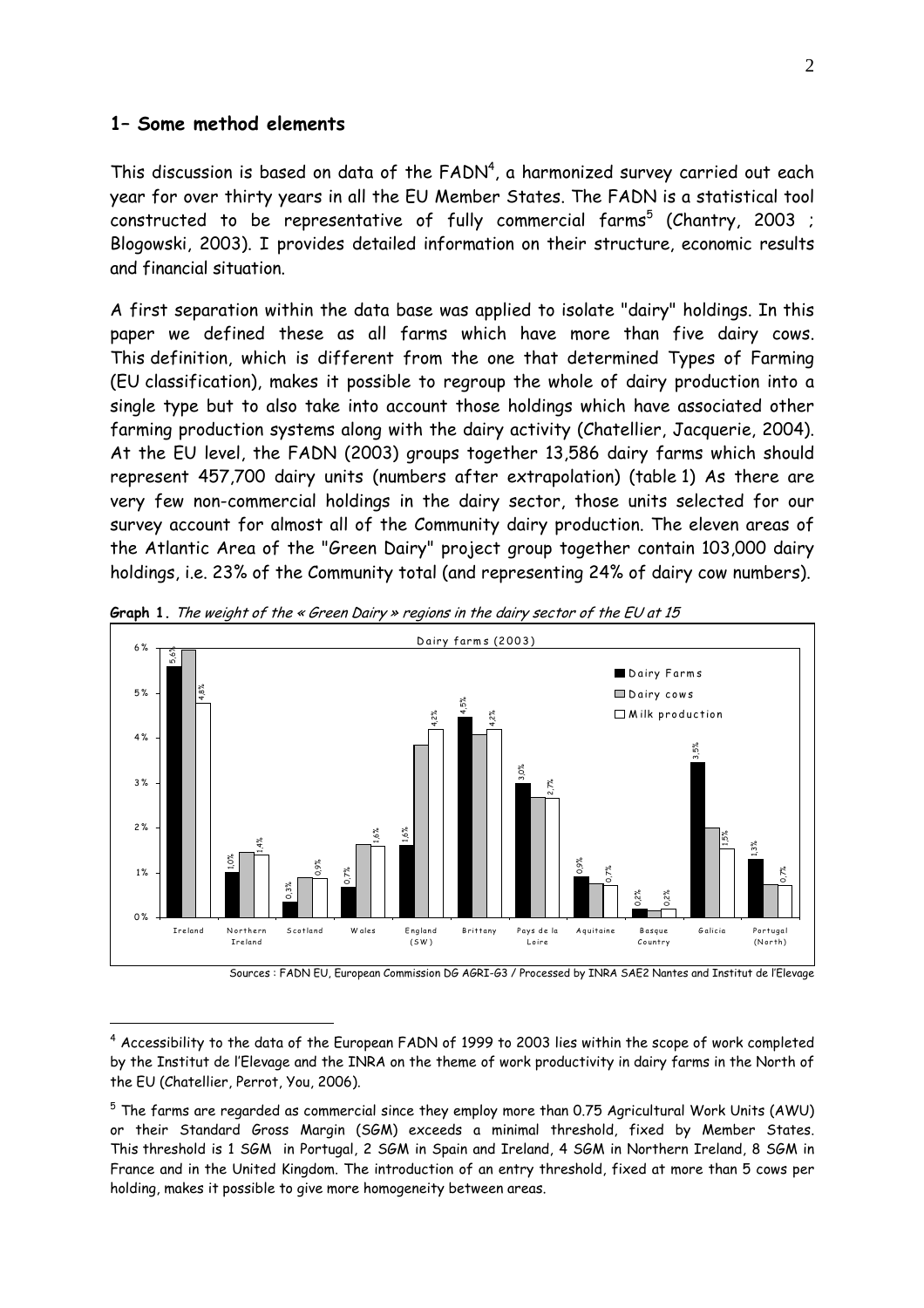## 1– Some method elements

This discussion is based on data of the FADN[4], a harmonized survey carried out each year for over thirty years in all the EU Member States. The FADN is a statistical tool constructed to be representative of fully commercial farms[5] (Chantry, 2003 ; Blogowski, 2003). I provides detailed information on their structure, economic results and financial situation.

A first separation within the data base was applied to isolate "dairy" holdings. In this paper we defined these as all farms which have more than five dairy cows. This definition, which is different from the one that determined Types of Farming (EU classification), makes it possible to regroup the whole of dairy production into a single type but to also take into account those holdings which have associated other farming production systems along with the dairy activity (Chatellier, Jacquerie, 2004). At the EU level, the FADN (2003) groups together 13,586 dairy farms which should represent 457,700 dairy units (numbers after extrapolation) (table 1) As there are very few non-commercial holdings in the dairy sector, those units selected for our survey account for almost all of the Community dairy production. The eleven areas of the Atlantic Area of the "Green Dairy" project group together contain 103,000 dairy holdings, i.e. 23% of the Community total (and representing 24% of dairy cow numbers).

**Graph 1.** *The weight of the « Green Dairy » regions in the dairy sector of the EU at 15*

Dairy farms (2003)

| Region | Dairy Farms | Dairy cows | Milk production |
|---|---|---|---|
| Ireland | 5,6% | | 4,8% |
| Northern Ireland | 1,0% | | 1,4% |
| Scotland | 0,3% | | 0,9% |
| Wales | 0,7% | | 1,6% |
| England (SW) | 1,6% | | 4,2% |
| Brittany | 4,5% | | 4,2% |
| Pays de la Loire | 3,0% | | 2,7% |
| Aquitaine | 0,9% | | 0,7% |
| Basque Country | 0,2% | | 0,2% |
| Galicia | 3,5% | | 1,5% |
| Portugal (North) | 1,3% | | 0,7% |

Sources : FADN EU, European Commission DG AGRI-G3 / Processed by INRA SAE2 Nantes and Institut de l'Elevage

---

[4] Accessibility to the data of the European FADN of 1999 to 2003 lies within the scope of work completed by the Institut de l'Elevage and the INRA on the theme of work productivity in dairy farms in the North of the EU (Chatellier, Perrot, You, 2006).

[5] The farms are regarded as commercial since they employ more than 0.75 Agricultural Work Units (AWU) or their Standard Gross Margin (SGM) exceeds a minimal threshold, fixed by Member States. This threshold is 1 SGM in Portugal, 2 SGM in Spain and Ireland, 4 SGM in Northern Ireland, 8 SGM in France and in the United Kingdom. The introduction of an entry threshold, fixed at more than 5 cows per holding, makes it possible to give more homogeneity between areas.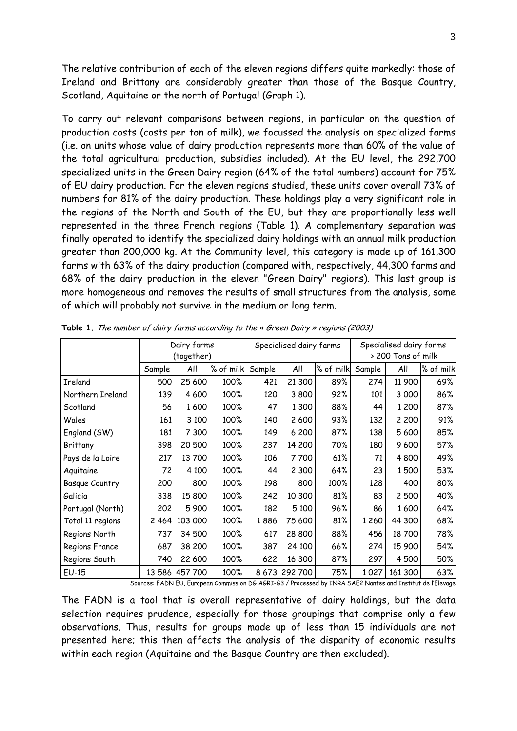The relative contribution of each of the eleven regions differs quite markedly: those of Ireland and Brittany are considerably greater than those of the Basque Country, Scotland, Aquitaine or the north of Portugal (Graph 1).

To carry out relevant comparisons between regions, in particular on the question of production costs (costs per ton of milk), we focussed the analysis on specialized farms (i.e. on units whose value of dairy production represents more than 60% of the value of the total agricultural production, subsidies included). At the EU level, the 292,700 specialized units in the Green Dairy region (64% of the total numbers) account for 75% of EU dairy production. For the eleven regions studied, these units cover overall 73% of numbers for 81% of the dairy production. These holdings play a very significant role in the regions of the North and South of the EU, but they are proportionally less well represented in the three French regions (Table 1). A complementary separation was finally operated to identify the specialized dairy holdings with an annual milk production greater than 200,000 kg. At the Community level, this category is made up of 161,300 farms with 63% of the dairy production (compared with, respectively, 44,300 farms and 68% of the dairy production in the eleven "Green Dairy" regions). This last group is more homogeneous and removes the results of small structures from the analysis, some of which will probably not survive in the medium or long term.

**Table 1.** *The number of dairy farms according to the « Green Dairy » regions (2003)*

| | Dairy farms (together) | | | Specialised dairy farms | | | Specialised dairy farms > 200 Tons of milk | | |
|---|---|---|---|---|---|---|---|---|---|
| | Sample | All | % of milk | Sample | All | % of milk | Sample | All | % of milk |
| Ireland | 500 | 25 600 | 100% | 421 | 21 300 | 89% | 274 | 11 900 | 69% |
| Northern Ireland | 139 | 4 600 | 100% | 120 | 3 800 | 92% | 101 | 3 000 | 86% |
| Scotland | 56 | 1 600 | 100% | 47 | 1 300 | 88% | 44 | 1 200 | 87% |
| Wales | 161 | 3 100 | 100% | 140 | 2 600 | 93% | 132 | 2 200 | 91% |
| England (SW) | 181 | 7 300 | 100% | 149 | 6 200 | 87% | 138 | 5 600 | 85% |
| Brittany | 398 | 20 500 | 100% | 237 | 14 200 | 70% | 180 | 9 600 | 57% |
| Pays de la Loire | 217 | 13 700 | 100% | 106 | 7 700 | 61% | 71 | 4 800 | 49% |
| Aquitaine | 72 | 4 100 | 100% | 44 | 2 300 | 64% | 23 | 1 500 | 53% |
| Basque Country | 200 | 800 | 100% | 198 | 800 | 100% | 128 | 400 | 80% |
| Galicia | 338 | 15 800 | 100% | 242 | 10 300 | 81% | 83 | 2 500 | 40% |
| Portugal (North) | 202 | 5 900 | 100% | 182 | 5 100 | 96% | 86 | 1 600 | 64% |
| Total 11 regions | 2 464 | 103 000 | 100% | 1 886 | 75 600 | 81% | 1 260 | 44 300 | 68% |
| Regions North | 737 | 34 500 | 100% | 617 | 28 800 | 88% | 456 | 18 700 | 78% |
| Regions France | 687 | 38 200 | 100% | 387 | 24 100 | 66% | 274 | 15 900 | 54% |
| Regions South | 740 | 22 600 | 100% | 622 | 16 300 | 87% | 297 | 4 500 | 50% |
| EU-15 | 13 586 | 457 700 | 100% | 8 673 | 292 700 | 75% | 1 027 | 161 300 | 63% |

Sources: FADN EU, European Commission DG AGRI-G3 / Processed by INRA SAE2 Nantes and Institut de l'Elevage

The FADN is a tool that is overall representative of dairy holdings, but the data selection requires prudence, especially for those groupings that comprise only a few observations. Thus, results for groups made up of less than 15 individuals are not presented here; this then affects the analysis of the disparity of economic results within each region (Aquitaine and the Basque Country are then excluded).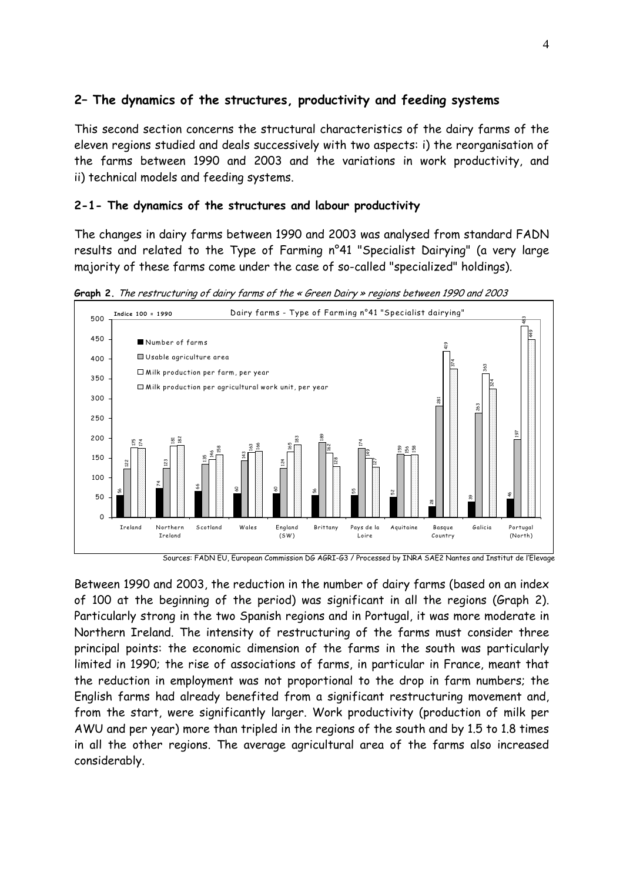## 2– The dynamics of the structures, productivity and feeding systems

This second section concerns the structural characteristics of the dairy farms of the eleven regions studied and deals successively with two aspects: i) the reorganisation of the farms between 1990 and 2003 and the variations in work productivity, and ii) technical models and feeding systems.

### 2-1- The dynamics of the structures and labour productivity

The changes in dairy farms between 1990 and 2003 was analysed from standard FADN results and related to the Type of Farming n°41 "Specialist Dairying" (a very large majority of these farms come under the case of so-called "specialized" holdings).

**Graph 2.** *The restructuring of dairy farms of the « Green Dairy » regions between 1990 and 2003*

Dairy farms - Type of Farming n°41 "Specialist dairying" (Indice 100 = 1990)

| Region | Number of farms | Usable agriculture area | Milk production per farm, per year | Milk production per agricultural work unit, per year |
|---|---|---|---|---|
| Ireland | 56 | 122 | 175 | 174 |
| Northern Ireland | 74 | 123 | 181 | 182 |
| Scotland | 66 | 135 | 146 | 158 |
| Wales | 60 | 143 | 163 | 166 |
| England (SW) | 60 | 124 | 165 | 183 |
| Brittany | 56 | 189 | 162 | 128 |
| Pays de la Loire | 55 | 174 | 149 | 127 |
| Aquitaine | 52 | 159 | 156 | 158 |
| Basque Country | 28 | 281 | 419 | 374 |
| Galicia | 39 | 263 | 363 | 324 |
| Portugal (North) | 46 | 197 | 483 | 449 |

Sources: FADN EU, European Commission DG AGRI-G3 / Processed by INRA SAE2 Nantes and Institut de l'Elevage

Between 1990 and 2003, the reduction in the number of dairy farms (based on an index of 100 at the beginning of the period) was significant in all the regions (Graph 2). Particularly strong in the two Spanish regions and in Portugal, it was more moderate in Northern Ireland. The intensity of restructuring of the farms must consider three principal points: the economic dimension of the farms in the south was particularly limited in 1990; the rise of associations of farms, in particular in France, meant that the reduction in employment was not proportional to the drop in farm numbers; the English farms had already benefited from a significant restructuring movement and, from the start, were significantly larger. Work productivity (production of milk per AWU and per year) more than tripled in the regions of the south and by 1.5 to 1.8 times in all the other regions. The average agricultural area of the farms also increased considerably.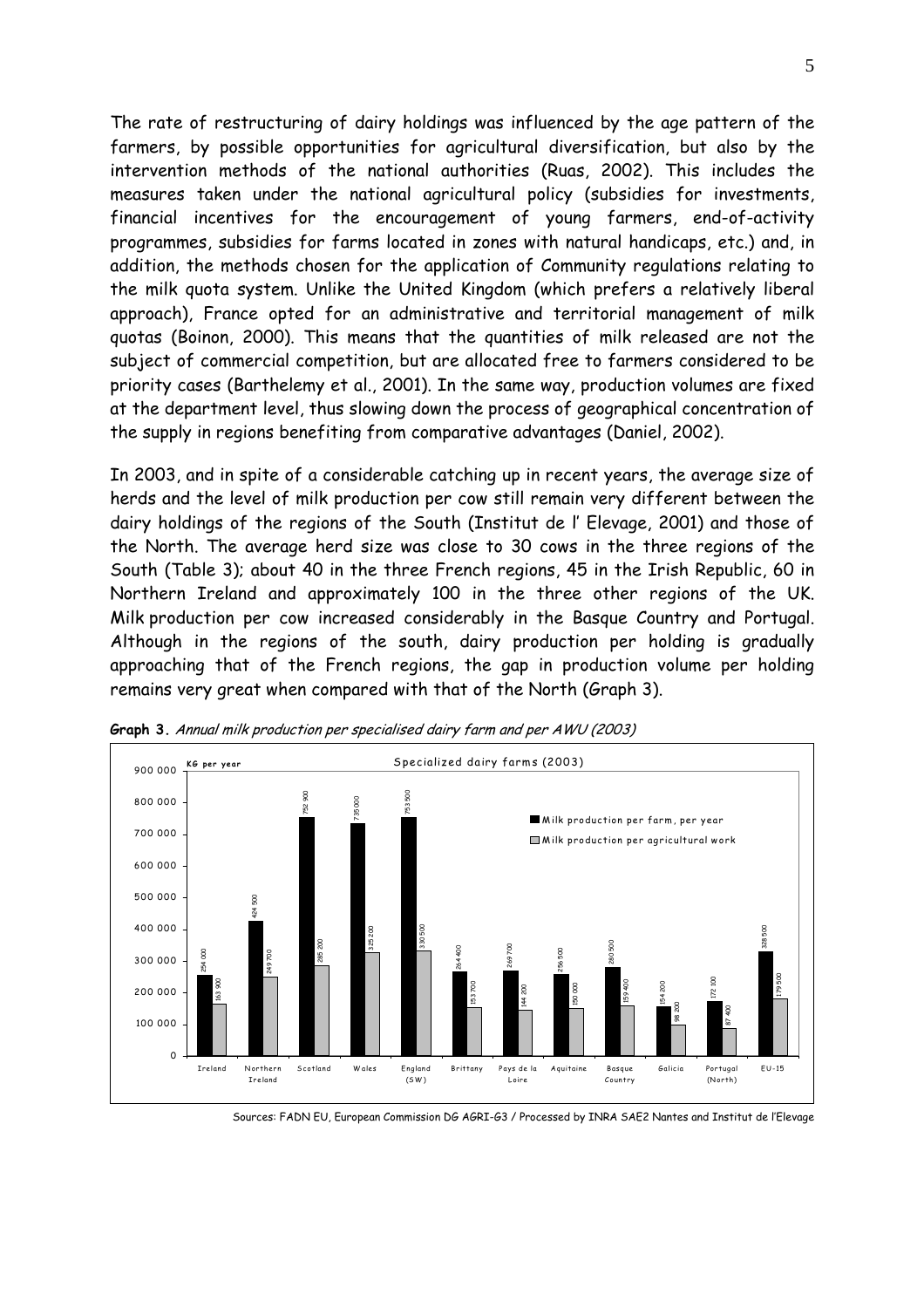The rate of restructuring of dairy holdings was influenced by the age pattern of the farmers, by possible opportunities for agricultural diversification, but also by the intervention methods of the national authorities (Ruas, 2002). This includes the measures taken under the national agricultural policy (subsidies for investments, financial incentives for the encouragement of young farmers, end-of-activity programmes, subsidies for farms located in zones with natural handicaps, etc.) and, in addition, the methods chosen for the application of Community regulations relating to the milk quota system. Unlike the United Kingdom (which prefers a relatively liberal approach), France opted for an administrative and territorial management of milk quotas (Boinon, 2000). This means that the quantities of milk released are not the subject of commercial competition, but are allocated free to farmers considered to be priority cases (Barthelemy et al., 2001). In the same way, production volumes are fixed at the department level, thus slowing down the process of geographical concentration of the supply in regions benefiting from comparative advantages (Daniel, 2002).

In 2003, and in spite of a considerable catching up in recent years, the average size of herds and the level of milk production per cow still remain very different between the dairy holdings of the regions of the South (Institut de l' Elevage, 2001) and those of the North. The average herd size was close to 30 cows in the three regions of the South (Table 3); about 40 in the three French regions, 45 in the Irish Republic, 60 in Northern Ireland and approximately 100 in the three other regions of the UK. Milk production per cow increased considerably in the Basque Country and Portugal. Although in the regions of the south, dairy production per holding is gradually approaching that of the French regions, the gap in production volume per holding remains very great when compared with that of the North (Graph 3).

**Graph 3.** *Annual milk production per specialised dairy farm and per AWU (2003)*

Specialized dairy farms (2003) — KG per year

| Region | Milk production per farm, per year | Milk production per agricultural work |
|---|---|---|
| Ireland | 254 000 | 163 900 |
| Northern Ireland | 424 500 | 249 700 |
| Scotland | 752 900 | 285 200 |
| Wales | 735 000 | 325 200 |
| England (SW) | 753 500 | 330 500 |
| Brittany | 264 400 | 153 700 |
| Pays de la Loire | 269 700 | 144 200 |
| Aquitaine | 256 500 | 150 000 |
| Basque Country | 280 500 | 159 400 |
| Galicia | 154 200 | 98 200 |
| Portugal (North) | 172 100 | 87 400 |
| EU-15 | 328 500 | 179 500 |

Sources: FADN EU, European Commission DG AGRI-G3 / Processed by INRA SAE2 Nantes and Institut de l'Elevage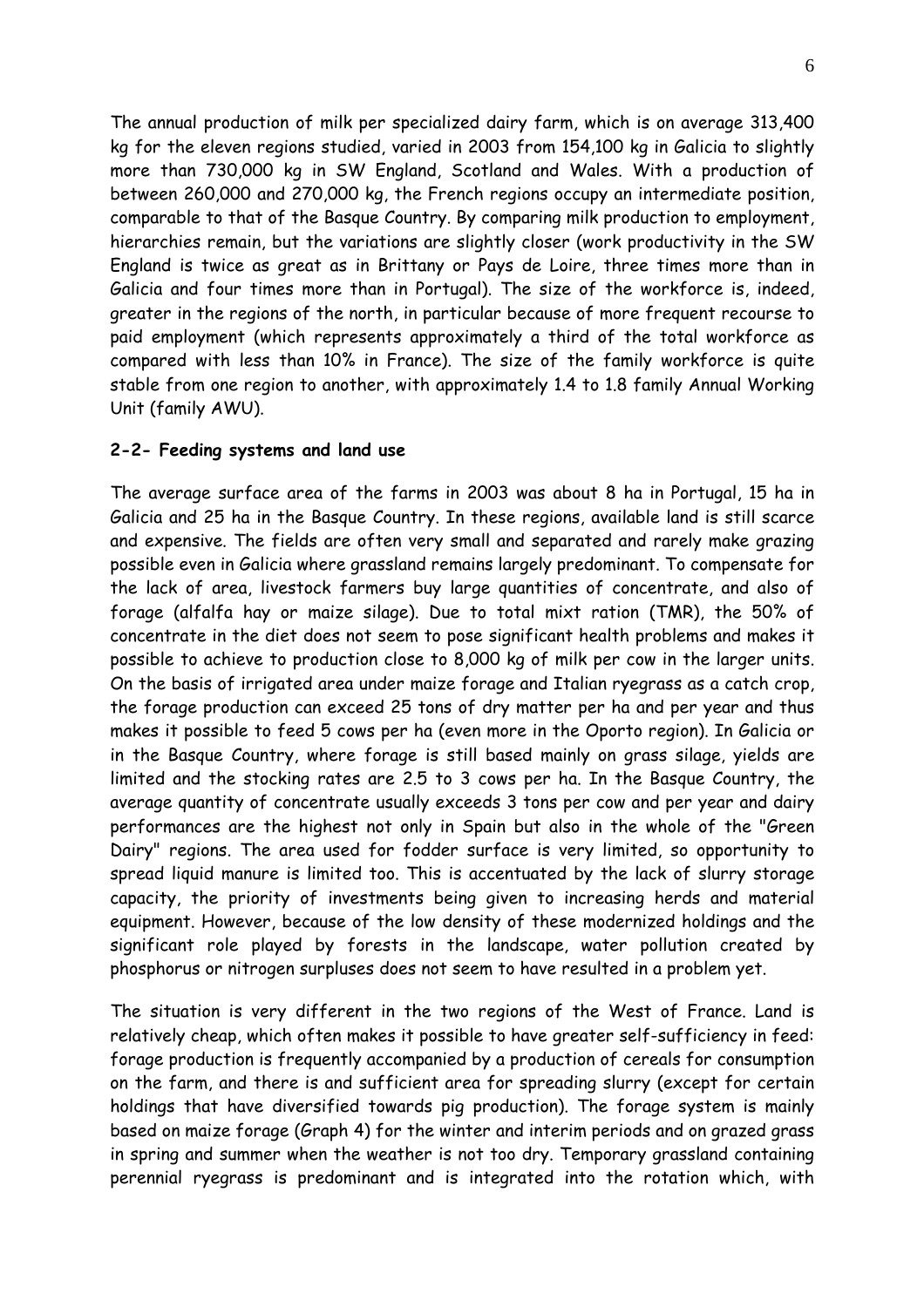The annual production of milk per specialized dairy farm, which is on average 313,400 kg for the eleven regions studied, varied in 2003 from 154,100 kg in Galicia to slightly more than 730,000 kg in SW England, Scotland and Wales. With a production of between 260,000 and 270,000 kg, the French regions occupy an intermediate position, comparable to that of the Basque Country. By comparing milk production to employment, hierarchies remain, but the variations are slightly closer (work productivity in the SW England is twice as great as in Brittany or Pays de Loire, three times more than in Galicia and four times more than in Portugal). The size of the workforce is, indeed, greater in the regions of the north, in particular because of more frequent recourse to paid employment (which represents approximately a third of the total workforce as compared with less than 10% in France). The size of the family workforce is quite stable from one region to another, with approximately 1.4 to 1.8 family Annual Working Unit (family AWU).

### 2-2- Feeding systems and land use

The average surface area of the farms in 2003 was about 8 ha in Portugal, 15 ha in Galicia and 25 ha in the Basque Country. In these regions, available land is still scarce and expensive. The fields are often very small and separated and rarely make grazing possible even in Galicia where grassland remains largely predominant. To compensate for the lack of area, livestock farmers buy large quantities of concentrate, and also of forage (alfalfa hay or maize silage). Due to total mixt ration (TMR), the 50% of concentrate in the diet does not seem to pose significant health problems and makes it possible to achieve to production close to 8,000 kg of milk per cow in the larger units. On the basis of irrigated area under maize forage and Italian ryegrass as a catch crop, the forage production can exceed 25 tons of dry matter per ha and per year and thus makes it possible to feed 5 cows per ha (even more in the Oporto region). In Galicia or in the Basque Country, where forage is still based mainly on grass silage, yields are limited and the stocking rates are 2.5 to 3 cows per ha. In the Basque Country, the average quantity of concentrate usually exceeds 3 tons per cow and per year and dairy performances are the highest not only in Spain but also in the whole of the "Green Dairy" regions. The area used for fodder surface is very limited, so opportunity to spread liquid manure is limited too. This is accentuated by the lack of slurry storage capacity, the priority of investments being given to increasing herds and material equipment. However, because of the low density of these modernized holdings and the significant role played by forests in the landscape, water pollution created by phosphorus or nitrogen surpluses does not seem to have resulted in a problem yet.

The situation is very different in the two regions of the West of France. Land is relatively cheap, which often makes it possible to have greater self-sufficiency in feed: forage production is frequently accompanied by a production of cereals for consumption on the farm, and there is and sufficient area for spreading slurry (except for certain holdings that have diversified towards pig production). The forage system is mainly based on maize forage (Graph 4) for the winter and interim periods and on grazed grass in spring and summer when the weather is not too dry. Temporary grassland containing perennial ryegrass is predominant and is integrated into the rotation which, with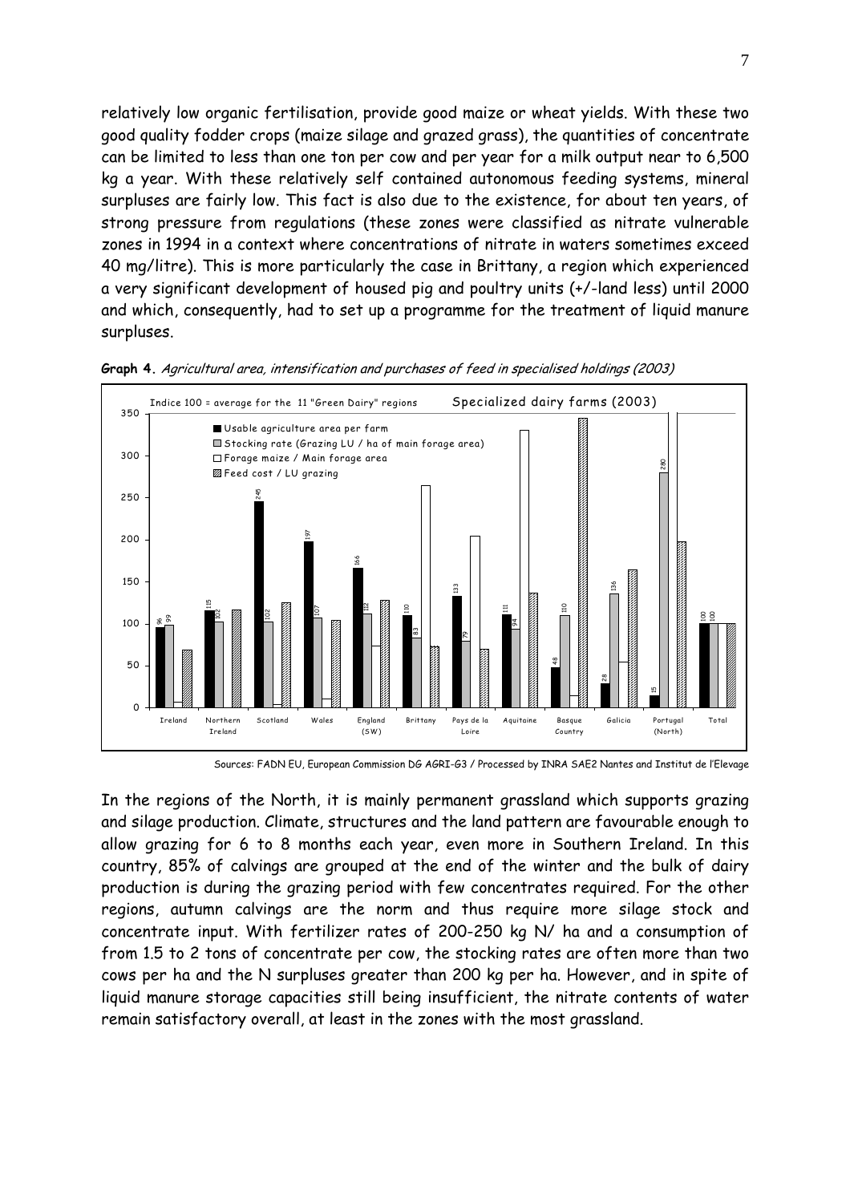relatively low organic fertilisation, provide good maize or wheat yields. With these two good quality fodder crops (maize silage and grazed grass), the quantities of concentrate can be limited to less than one ton per cow and per year for a milk output near to 6,500 kg a year. With these relatively self contained autonomous feeding systems, mineral surpluses are fairly low. This fact is also due to the existence, for about ten years, of strong pressure from regulations (these zones were classified as nitrate vulnerable zones in 1994 in a context where concentrations of nitrate in waters sometimes exceed 40 mg/litre). This is more particularly the case in Brittany, a region which experienced a very significant development of housed pig and poultry units (+/-land less) until 2000 and which, consequently, had to set up a programme for the treatment of liquid manure surpluses.

**Graph 4.** *Agricultural area, intensification and purchases of feed in specialised holdings (2003)*

Sources: FADN EU, European Commission DG AGRI-G3 / Processed by INRA SAE2 Nantes and Institut de l'Elevage

In the regions of the North, it is mainly permanent grassland which supports grazing and silage production. Climate, structures and the land pattern are favourable enough to allow grazing for 6 to 8 months each year, even more in Southern Ireland. In this country, 85% of calvings are grouped at the end of the winter and the bulk of dairy production is during the grazing period with few concentrates required. For the other regions, autumn calvings are the norm and thus require more silage stock and concentrate input. With fertilizer rates of 200-250 kg N/ ha and a consumption of from 1.5 to 2 tons of concentrate per cow, the stocking rates are often more than two cows per ha and the N surpluses greater than 200 kg per ha. However, and in spite of liquid manure storage capacities still being insufficient, the nitrate contents of water remain satisfactory overall, at least in the zones with the most grassland.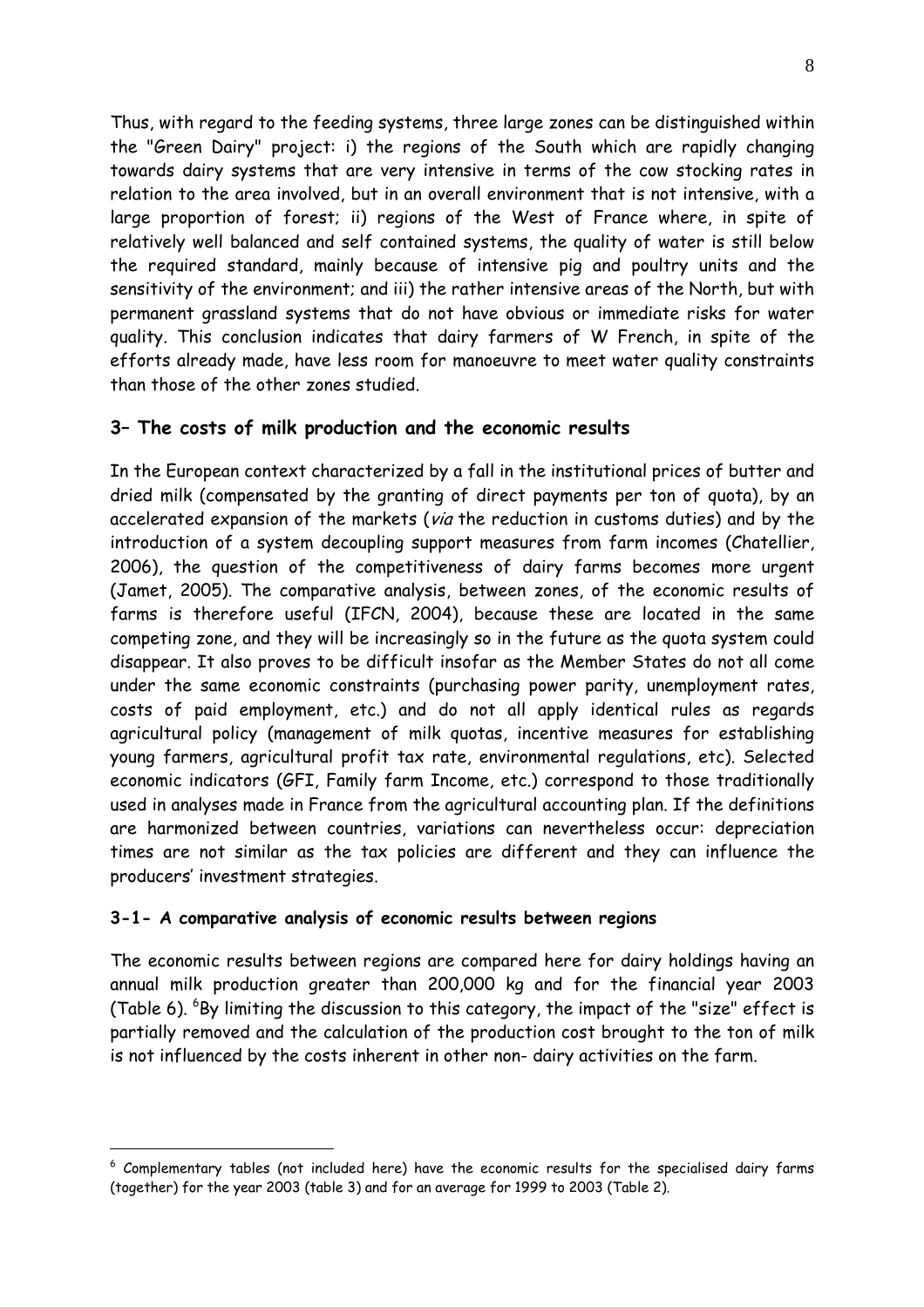Thus, with regard to the feeding systems, three large zones can be distinguished within the "Green Dairy" project: i) the regions of the South which are rapidly changing towards dairy systems that are very intensive in terms of the cow stocking rates in relation to the area involved, but in an overall environment that is not intensive, with a large proportion of forest; ii) regions of the West of France where, in spite of relatively well balanced and self contained systems, the quality of water is still below the required standard, mainly because of intensive pig and poultry units and the sensitivity of the environment; and iii) the rather intensive areas of the North, but with permanent grassland systems that do not have obvious or immediate risks for water quality. This conclusion indicates that dairy farmers of W French, in spite of the efforts already made, have less room for manoeuvre to meet water quality constraints than those of the other zones studied.

## 3– The costs of milk production and the economic results

In the European context characterized by a fall in the institutional prices of butter and dried milk (compensated by the granting of direct payments per ton of quota), by an accelerated expansion of the markets (*via* the reduction in customs duties) and by the introduction of a system decoupling support measures from farm incomes (Chatellier, 2006), the question of the competitiveness of dairy farms becomes more urgent (Jamet, 2005). The comparative analysis, between zones, of the economic results of farms is therefore useful (IFCN, 2004), because these are located in the same competing zone, and they will be increasingly so in the future as the quota system could disappear. It also proves to be difficult insofar as the Member States do not all come under the same economic constraints (purchasing power parity, unemployment rates, costs of paid employment, etc.) and do not all apply identical rules as regards agricultural policy (management of milk quotas, incentive measures for establishing young farmers, agricultural profit tax rate, environmental regulations, etc). Selected economic indicators (GFI, Family farm Income, etc.) correspond to those traditionally used in analyses made in France from the agricultural accounting plan. If the definitions are harmonized between countries, variations can nevertheless occur: depreciation times are not similar as the tax policies are different and they can influence the producers' investment strategies.

### 3-1- A comparative analysis of economic results between regions

The economic results between regions are compared here for dairy holdings having an annual milk production greater than 200,000 kg and for the financial year 2003 (Table 6). [6]By limiting the discussion to this category, the impact of the "size" effect is partially removed and the calculation of the production cost brought to the ton of milk is not influenced by the costs inherent in other non- dairy activities on the farm.

---

[6] Complementary tables (not included here) have the economic results for the specialised dairy farms (together) for the year 2003 (table 3) and for an average for 1999 to 2003 (Table 2).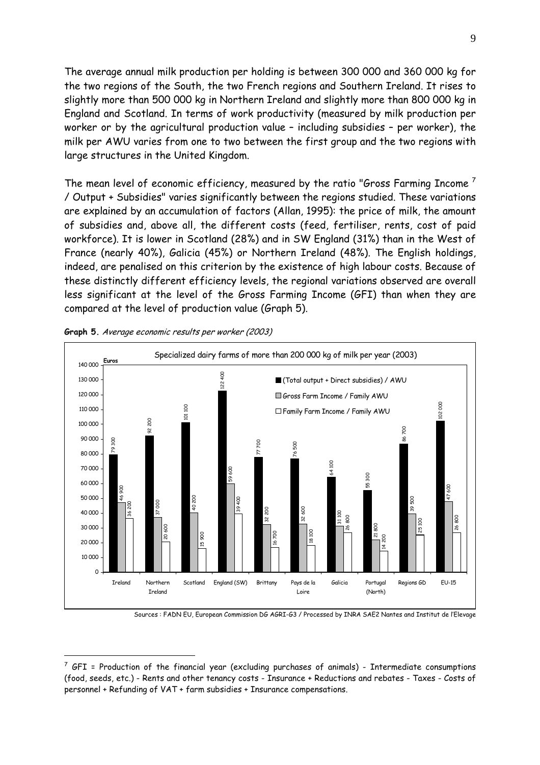The average annual milk production per holding is between 300 000 and 360 000 kg for the two regions of the South, the two French regions and Southern Ireland. It rises to slightly more than 500 000 kg in Northern Ireland and slightly more than 800 000 kg in England and Scotland. In terms of work productivity (measured by milk production per worker or by the agricultural production value – including subsidies – per worker), the milk per AWU varies from one to two between the first group and the two regions with large structures in the United Kingdom.

The mean level of economic efficiency, measured by the ratio "Gross Farming Income [7] / Output + Subsidies" varies significantly between the regions studied. These variations are explained by an accumulation of factors (Allan, 1995): the price of milk, the amount of subsidies and, above all, the different costs (feed, fertiliser, rents, cost of paid workforce). It is lower in Scotland (28%) and in SW England (31%) than in the West of France (nearly 40%), Galicia (45%) or Northern Ireland (48%). The English holdings, indeed, are penalised on this criterion by the existence of high labour costs. Because of these distinctly different efficiency levels, the regional variations observed are overall less significant at the level of the Gross Farming Income (GFI) than when they are compared at the level of production value (Graph 5).

**Graph 5.** *Average economic results per worker (2003)*

Specialized dairy farms of more than 200 000 kg of milk per year (2003) — Euros

| Region | (Total output + Direct subsidies) / AWU | Gross Farm Income / Family AWU | Family Farm Income / Family AWU |
|---|---|---|---|
| Ireland | 79 300 | 46 900 | 36 200 |
| Northern Ireland | 92 200 | 37 000 | 20 600 |
| Scotland | 101 100 | 40 200 | 15 900 |
| England (SW) | 122 400 | 59 600 | 39 400 |
| Brittany | 77 700 | 32 200 | 16 700 |
| Pays de la Loire | 76 500 | 32 600 | 18 100 |
| Galicia | 64 100 | 31 100 | 26 800 |
| Portugal (North) | 55 300 | 21 800 | 14 200 |
| Regions GD | 86 700 | 39 500 | 25 100 |
| EU-15 | 102 000 | 47 600 | 26 800 |

Sources : FADN EU, European Commission DG AGRI-G3 / Processed by INRA SAE2 Nantes and Institut de l'Elevage

[7] GFI = Production of the financial year (excluding purchases of animals) - Intermediate consumptions (food, seeds, etc.) - Rents and other tenancy costs - Insurance + Reductions and rebates - Taxes - Costs of personnel + Refunding of VAT + farm subsidies + Insurance compensations.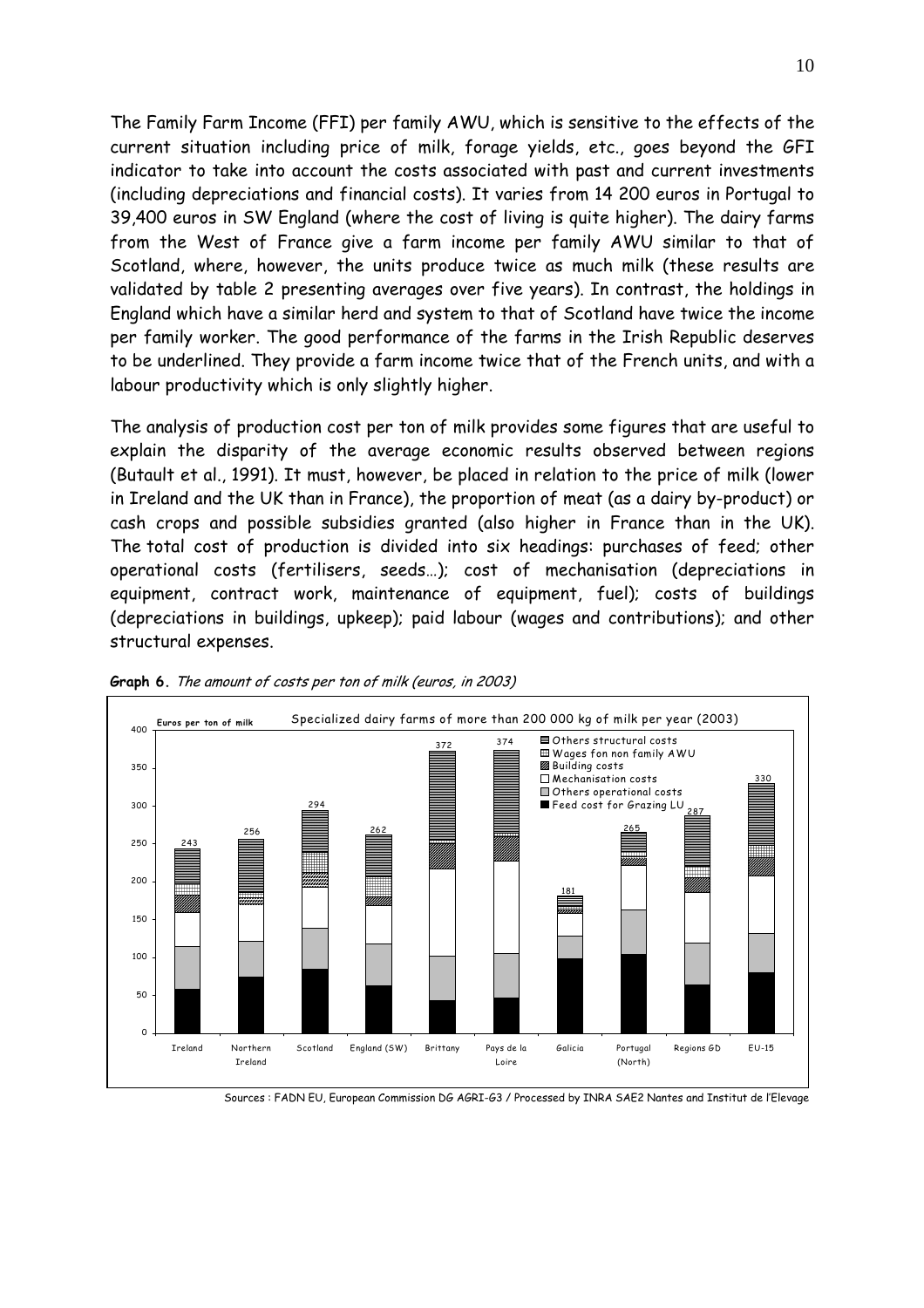The Family Farm Income (FFI) per family AWU, which is sensitive to the effects of the current situation including price of milk, forage yields, etc., goes beyond the GFI indicator to take into account the costs associated with past and current investments (including depreciations and financial costs). It varies from 14 200 euros in Portugal to 39,400 euros in SW England (where the cost of living is quite higher). The dairy farms from the West of France give a farm income per family AWU similar to that of Scotland, where, however, the units produce twice as much milk (these results are validated by table 2 presenting averages over five years). In contrast, the holdings in England which have a similar herd and system to that of Scotland have twice the income per family worker. The good performance of the farms in the Irish Republic deserves to be underlined. They provide a farm income twice that of the French units, and with a labour productivity which is only slightly higher.

The analysis of production cost per ton of milk provides some figures that are useful to explain the disparity of the average economic results observed between regions (Butault et al., 1991). It must, however, be placed in relation to the price of milk (lower in Ireland and the UK than in France), the proportion of meat (as a dairy by-product) or cash crops and possible subsidies granted (also higher in France than in the UK). The total cost of production is divided into six headings: purchases of feed; other operational costs (fertilisers, seeds…); cost of mechanisation (depreciations in equipment, contract work, maintenance of equipment, fuel); costs of buildings (depreciations in buildings, upkeep); paid labour (wages and contributions); and other structural expenses.

**Graph 6.** *The amount of costs per ton of milk (euros, in 2003)*

Specialized dairy farms of more than 200 000 kg of milk per year (2003) — Euros per ton of milk

| Region | Total |
|---|---|
| Ireland | 243 |
| Northern Ireland | 256 |
| Scotland | 294 |
| England (SW) | 262 |
| Brittany | 372 |
| Pays de la Loire | 374 |
| Galicia | 181 |
| Portugal (North) | 265 |
| Regions GD | 287 |
| EU-15 | 330 |

Legend: Others structural costs; Wages fon non family AWU; Building costs; Mechanisation costs; Others operational costs; Feed cost for Grazing LU

Sources : FADN EU, European Commission DG AGRI-G3 / Processed by INRA SAE2 Nantes and Institut de l'Elevage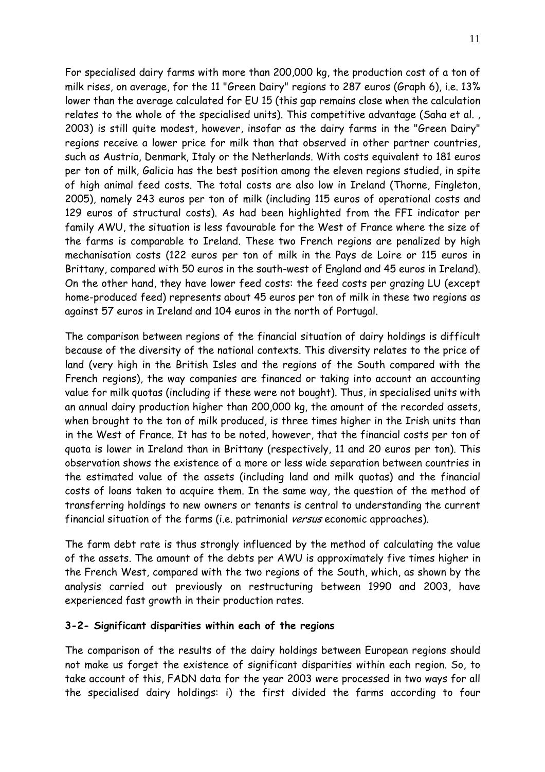For specialised dairy farms with more than 200,000 kg, the production cost of a ton of milk rises, on average, for the 11 "Green Dairy" regions to 287 euros (Graph 6), i.e. 13% lower than the average calculated for EU 15 (this gap remains close when the calculation relates to the whole of the specialised units). This competitive advantage (Saha et al. , 2003) is still quite modest, however, insofar as the dairy farms in the "Green Dairy" regions receive a lower price for milk than that observed in other partner countries, such as Austria, Denmark, Italy or the Netherlands. With costs equivalent to 181 euros per ton of milk, Galicia has the best position among the eleven regions studied, in spite of high animal feed costs. The total costs are also low in Ireland (Thorne, Fingleton, 2005), namely 243 euros per ton of milk (including 115 euros of operational costs and 129 euros of structural costs). As had been highlighted from the FFI indicator per family AWU, the situation is less favourable for the West of France where the size of the farms is comparable to Ireland. These two French regions are penalized by high mechanisation costs (122 euros per ton of milk in the Pays de Loire or 115 euros in Brittany, compared with 50 euros in the south-west of England and 45 euros in Ireland). On the other hand, they have lower feed costs: the feed costs per grazing LU (except home-produced feed) represents about 45 euros per ton of milk in these two regions as against 57 euros in Ireland and 104 euros in the north of Portugal.

The comparison between regions of the financial situation of dairy holdings is difficult because of the diversity of the national contexts. This diversity relates to the price of land (very high in the British Isles and the regions of the South compared with the French regions), the way companies are financed or taking into account an accounting value for milk quotas (including if these were not bought). Thus, in specialised units with an annual dairy production higher than 200,000 kg, the amount of the recorded assets, when brought to the ton of milk produced, is three times higher in the Irish units than in the West of France. It has to be noted, however, that the financial costs per ton of quota is lower in Ireland than in Brittany (respectively, 11 and 20 euros per ton). This observation shows the existence of a more or less wide separation between countries in the estimated value of the assets (including land and milk quotas) and the financial costs of loans taken to acquire them. In the same way, the question of the method of transferring holdings to new owners or tenants is central to understanding the current financial situation of the farms (i.e. patrimonial *versus* economic approaches).

The farm debt rate is thus strongly influenced by the method of calculating the value of the assets. The amount of the debts per AWU is approximately five times higher in the French West, compared with the two regions of the South, which, as shown by the analysis carried out previously on restructuring between 1990 and 2003, have experienced fast growth in their production rates.

### 3-2- Significant disparities within each of the regions

The comparison of the results of the dairy holdings between European regions should not make us forget the existence of significant disparities within each region. So, to take account of this, FADN data for the year 2003 were processed in two ways for all the specialised dairy holdings: i) the first divided the farms according to four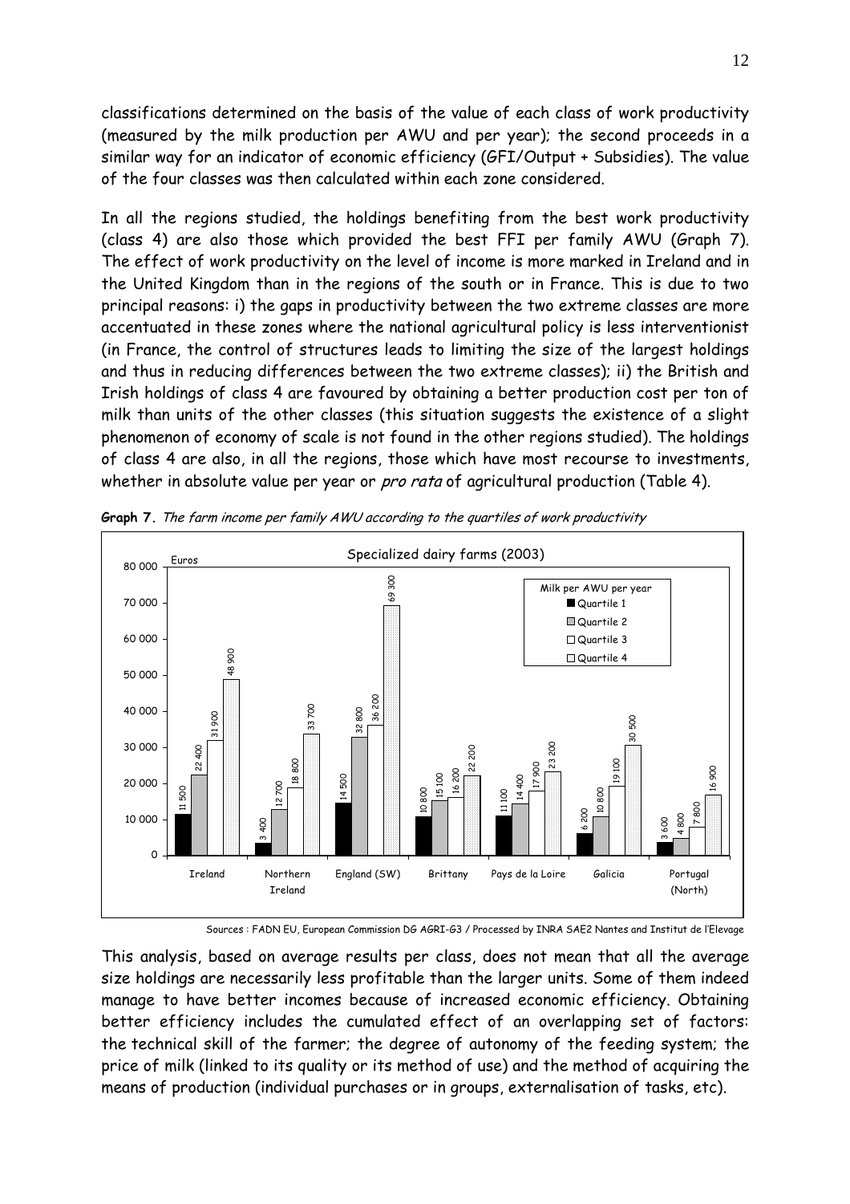classifications determined on the basis of the value of each class of work productivity (measured by the milk production per AWU and per year); the second proceeds in a similar way for an indicator of economic efficiency (GFI/Output + Subsidies). The value of the four classes was then calculated within each zone considered.

In all the regions studied, the holdings benefiting from the best work productivity (class 4) are also those which provided the best FFI per family AWU (Graph 7). The effect of work productivity on the level of income is more marked in Ireland and in the United Kingdom than in the regions of the south or in France. This is due to two principal reasons: i) the gaps in productivity between the two extreme classes are more accentuated in these zones where the national agricultural policy is less interventionist (in France, the control of structures leads to limiting the size of the largest holdings and thus in reducing differences between the two extreme classes); ii) the British and Irish holdings of class 4 are favoured by obtaining a better production cost per ton of milk than units of the other classes (this situation suggests the existence of a slight phenomenon of economy of scale is not found in the other regions studied). The holdings of class 4 are also, in all the regions, those which have most recourse to investments, whether in absolute value per year or *pro rata* of agricultural production (Table 4).

**Graph 7.** *The farm income per family AWU according to the quartiles of work productivity*

Specialized dairy farms (2003) — Euros — Milk per AWU per year

| | Quartile 1 | Quartile 2 | Quartile 3 | Quartile 4 |
|---|---|---|---|---|
| Ireland | 11 500 | 22 400 | 31 900 | 48 900 |
| Northern Ireland | 3 400 | 12 700 | 18 800 | 33 700 |
| England (SW) | 14 500 | 32 800 | 36 200 | 69 300 |
| Brittany | 10 800 | 15 100 | 16 200 | 22 200 |
| Pays de la Loire | 11 100 | 14 400 | 17 900 | 23 200 |
| Galicia | 6 200 | 10 800 | 19 100 | 30 500 |
| Portugal (North) | 3 600 | 4 800 | 7 800 | 16 900 |

Sources : FADN EU, European Commission DG AGRI-G3 / Processed by INRA SAE2 Nantes and Institut de l'Elevage

This analysis, based on average results per class, does not mean that all the average size holdings are necessarily less profitable than the larger units. Some of them indeed manage to have better incomes because of increased economic efficiency. Obtaining better efficiency includes the cumulated effect of an overlapping set of factors: the technical skill of the farmer; the degree of autonomy of the feeding system; the price of milk (linked to its quality or its method of use) and the method of acquiring the means of production (individual purchases or in groups, externalisation of tasks, etc).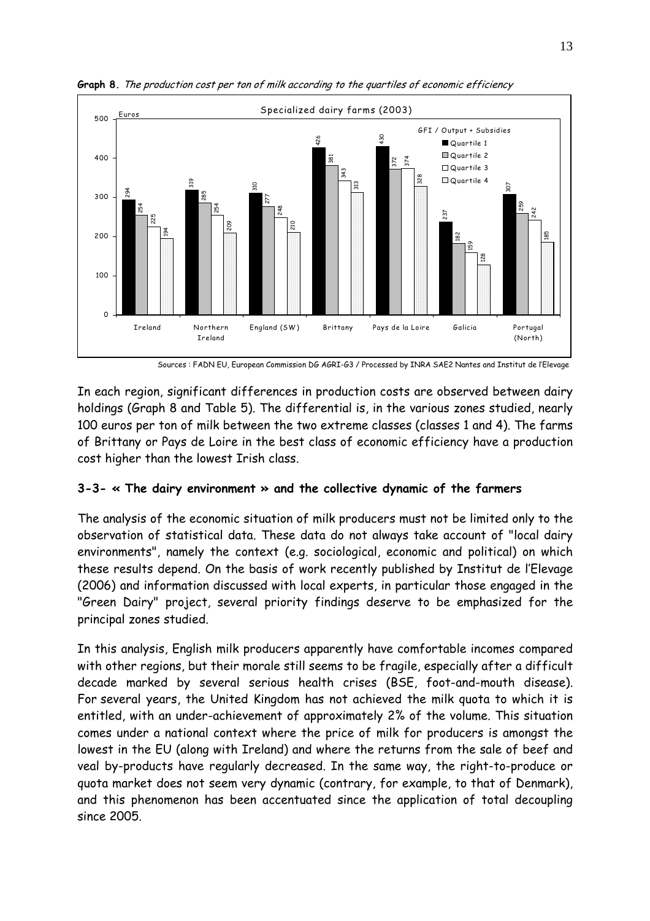**Graph 8.** *The production cost per ton of milk according to the quartiles of economic efficiency*

Specialized dairy farms (2003)

| Euros (GFI / Output + Subsidies) | Ireland | Northern Ireland | England (SW) | Brittany | Pays de la Loire | Galicia | Portugal (North) |
|---|---|---|---|---|---|---|---|
| Quartile 1 | 294 | 319 | 310 | 426 | 430 | 237 | 307 |
| Quartile 2 | 254 | 285 | 277 | 381 | 372 | 182 | 259 |
| Quartile 3 | 225 | 254 | 248 | 343 | 374 | 159 | 242 |
| Quartile 4 | 194 | 209 | 210 | 313 | 328 | 128 | 185 |

Sources : FADN EU, European Commission DG AGRI-G3 / Processed by INRA SAE2 Nantes and Institut de l'Elevage

In each region, significant differences in production costs are observed between dairy holdings (Graph 8 and Table 5). The differential is, in the various zones studied, nearly 100 euros per ton of milk between the two extreme classes (classes 1 and 4). The farms of Brittany or Pays de Loire in the best class of economic efficiency have a production cost higher than the lowest Irish class.

### 3-3- « The dairy environment » and the collective dynamic of the farmers

The analysis of the economic situation of milk producers must not be limited only to the observation of statistical data. These data do not always take account of "local dairy environments", namely the context (e.g. sociological, economic and political) on which these results depend. On the basis of work recently published by Institut de l'Elevage (2006) and information discussed with local experts, in particular those engaged in the "Green Dairy" project, several priority findings deserve to be emphasized for the principal zones studied.

In this analysis, English milk producers apparently have comfortable incomes compared with other regions, but their morale still seems to be fragile, especially after a difficult decade marked by several serious health crises (BSE, foot-and-mouth disease). For several years, the United Kingdom has not achieved the milk quota to which it is entitled, with an under-achievement of approximately 2% of the volume. This situation comes under a national context where the price of milk for producers is amongst the lowest in the EU (along with Ireland) and where the returns from the sale of beef and veal by-products have regularly decreased. In the same way, the right-to-produce or quota market does not seem very dynamic (contrary, for example, to that of Denmark), and this phenomenon has been accentuated since the application of total decoupling since 2005.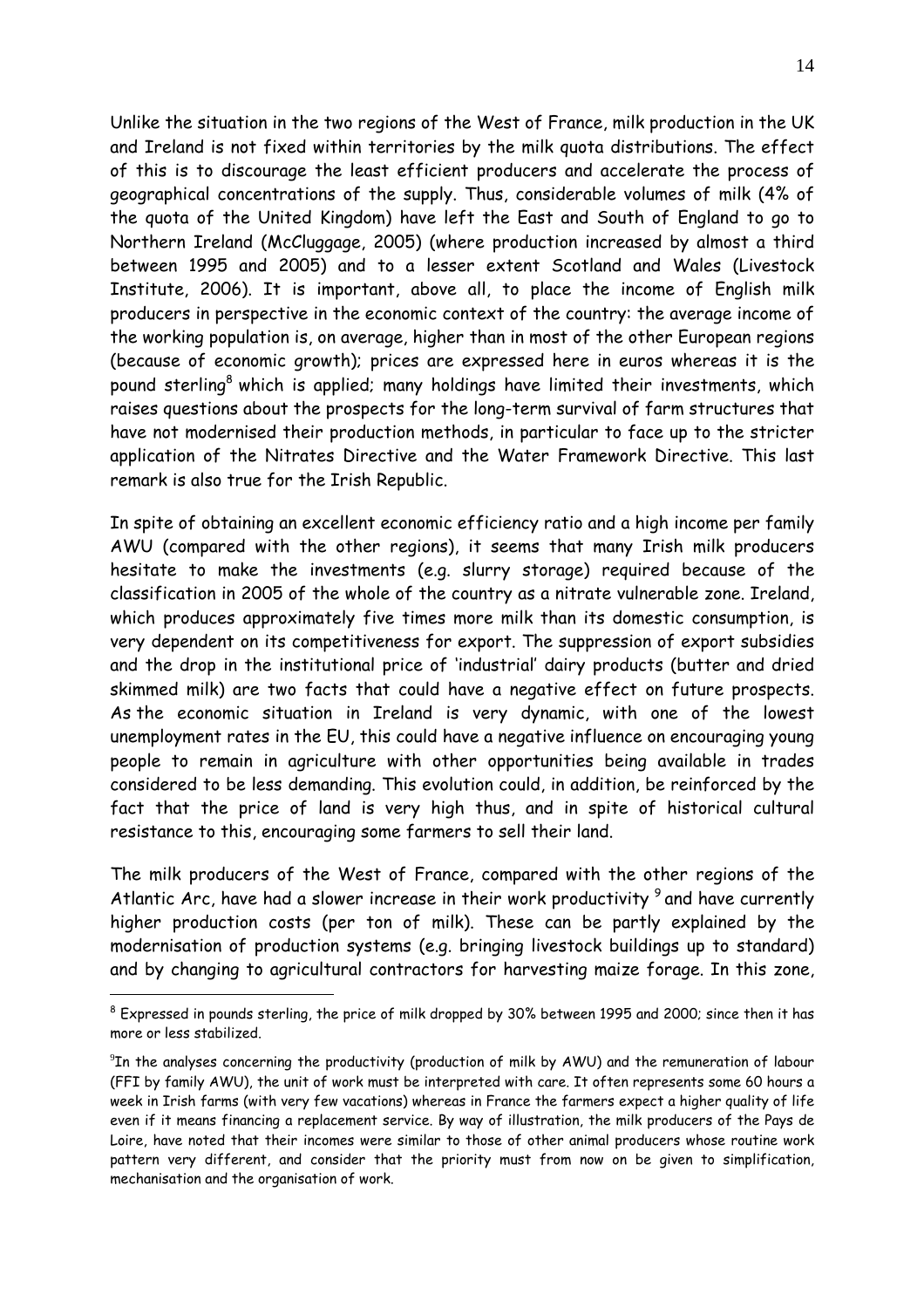Unlike the situation in the two regions of the West of France, milk production in the UK and Ireland is not fixed within territories by the milk quota distributions. The effect of this is to discourage the least efficient producers and accelerate the process of geographical concentrations of the supply. Thus, considerable volumes of milk (4% of the quota of the United Kingdom) have left the East and South of England to go to Northern Ireland (McCluggage, 2005) (where production increased by almost a third between 1995 and 2005) and to a lesser extent Scotland and Wales (Livestock Institute, 2006). It is important, above all, to place the income of English milk producers in perspective in the economic context of the country: the average income of the working population is, on average, higher than in most of the other European regions (because of economic growth); prices are expressed here in euros whereas it is the pound sterling[8] which is applied; many holdings have limited their investments, which raises questions about the prospects for the long-term survival of farm structures that have not modernised their production methods, in particular to face up to the stricter application of the Nitrates Directive and the Water Framework Directive. This last remark is also true for the Irish Republic.

In spite of obtaining an excellent economic efficiency ratio and a high income per family AWU (compared with the other regions), it seems that many Irish milk producers hesitate to make the investments (e.g. slurry storage) required because of the classification in 2005 of the whole of the country as a nitrate vulnerable zone. Ireland, which produces approximately five times more milk than its domestic consumption, is very dependent on its competitiveness for export. The suppression of export subsidies and the drop in the institutional price of 'industrial' dairy products (butter and dried skimmed milk) are two facts that could have a negative effect on future prospects. As the economic situation in Ireland is very dynamic, with one of the lowest unemployment rates in the EU, this could have a negative influence on encouraging young people to remain in agriculture with other opportunities being available in trades considered to be less demanding. This evolution could, in addition, be reinforced by the fact that the price of land is very high thus, and in spite of historical cultural resistance to this, encouraging some farmers to sell their land.

The milk producers of the West of France, compared with the other regions of the Atlantic Arc, have had a slower increase in their work productivity [9] and have currently higher production costs (per ton of milk). These can be partly explained by the modernisation of production systems (e.g. bringing livestock buildings up to standard) and by changing to agricultural contractors for harvesting maize forage. In this zone,

[8] Expressed in pounds sterling, the price of milk dropped by 30% between 1995 and 2000; since then it has more or less stabilized.

[9] In the analyses concerning the productivity (production of milk by AWU) and the remuneration of labour (FFI by family AWU), the unit of work must be interpreted with care. It often represents some 60 hours a week in Irish farms (with very few vacations) whereas in France the farmers expect a higher quality of life even if it means financing a replacement service. By way of illustration, the milk producers of the Pays de Loire, have noted that their incomes were similar to those of other animal producers whose routine work pattern very different, and consider that the priority must from now on be given to simplification, mechanisation and the organisation of work.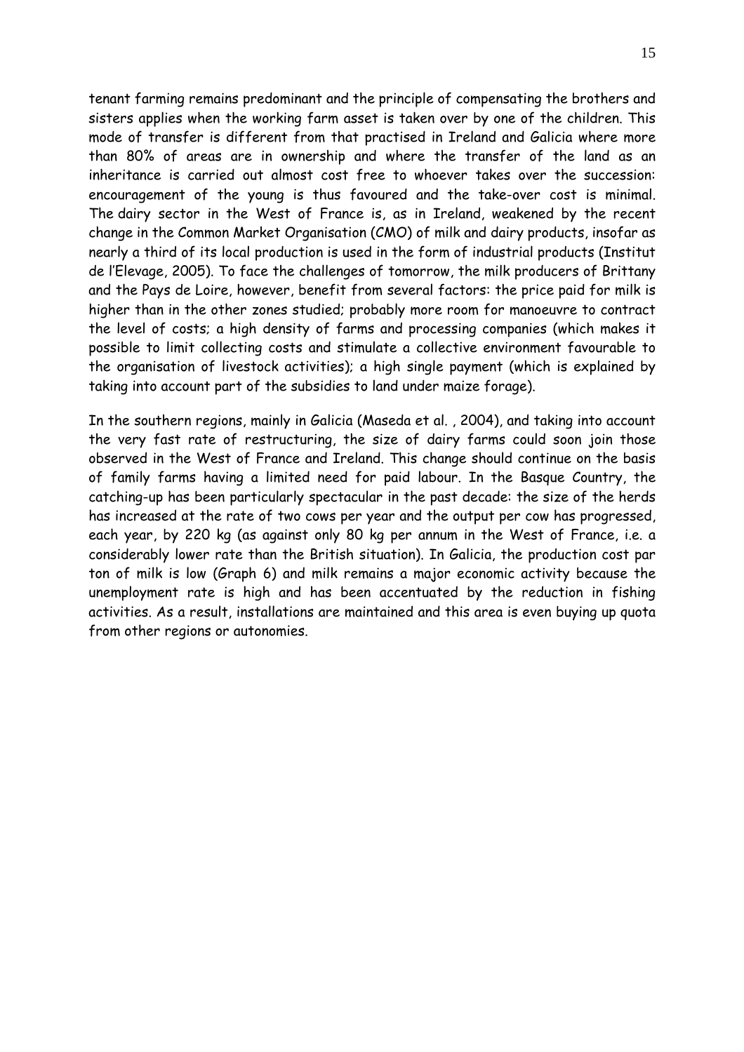tenant farming remains predominant and the principle of compensating the brothers and sisters applies when the working farm asset is taken over by one of the children. This mode of transfer is different from that practised in Ireland and Galicia where more than 80% of areas are in ownership and where the transfer of the land as an inheritance is carried out almost cost free to whoever takes over the succession: encouragement of the young is thus favoured and the take-over cost is minimal. The dairy sector in the West of France is, as in Ireland, weakened by the recent change in the Common Market Organisation (CMO) of milk and dairy products, insofar as nearly a third of its local production is used in the form of industrial products (Institut de l'Elevage, 2005). To face the challenges of tomorrow, the milk producers of Brittany and the Pays de Loire, however, benefit from several factors: the price paid for milk is higher than in the other zones studied; probably more room for manoeuvre to contract the level of costs; a high density of farms and processing companies (which makes it possible to limit collecting costs and stimulate a collective environment favourable to the organisation of livestock activities); a high single payment (which is explained by taking into account part of the subsidies to land under maize forage).

In the southern regions, mainly in Galicia (Maseda et al. , 2004), and taking into account the very fast rate of restructuring, the size of dairy farms could soon join those observed in the West of France and Ireland. This change should continue on the basis of family farms having a limited need for paid labour. In the Basque Country, the catching-up has been particularly spectacular in the past decade: the size of the herds has increased at the rate of two cows per year and the output per cow has progressed, each year, by 220 kg (as against only 80 kg per annum in the West of France, i.e. a considerably lower rate than the British situation). In Galicia, the production cost par ton of milk is low (Graph 6) and milk remains a major economic activity because the unemployment rate is high and has been accentuated by the reduction in fishing activities. As a result, installations are maintained and this area is even buying up quota from other regions or autonomies.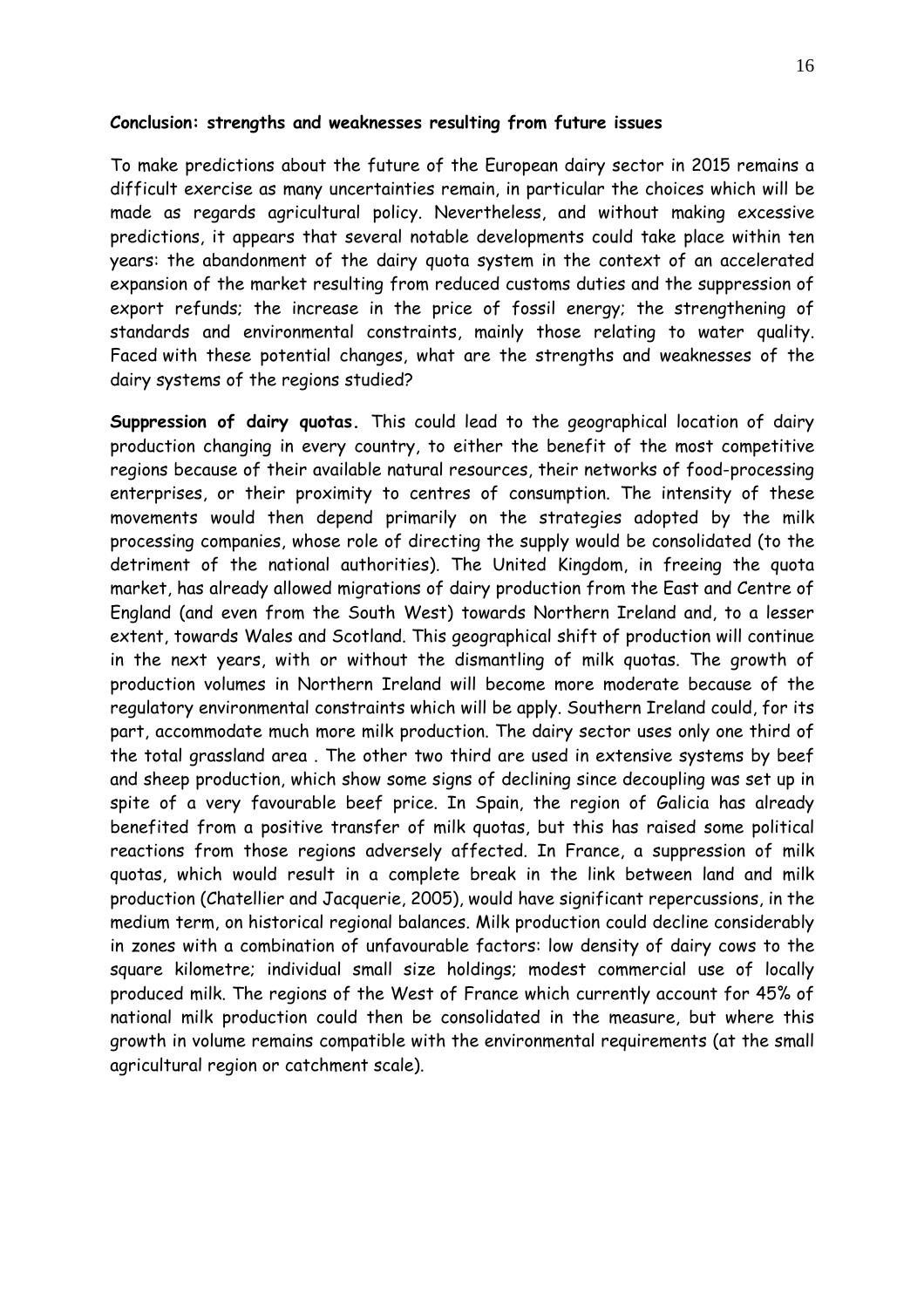**Conclusion: strengths and weaknesses resulting from future issues**

To make predictions about the future of the European dairy sector in 2015 remains a difficult exercise as many uncertainties remain, in particular the choices which will be made as regards agricultural policy. Nevertheless, and without making excessive predictions, it appears that several notable developments could take place within ten years: the abandonment of the dairy quota system in the context of an accelerated expansion of the market resulting from reduced customs duties and the suppression of export refunds; the increase in the price of fossil energy; the strengthening of standards and environmental constraints, mainly those relating to water quality. Faced with these potential changes, what are the strengths and weaknesses of the dairy systems of the regions studied?

**Suppression of dairy quotas.** This could lead to the geographical location of dairy production changing in every country, to either the benefit of the most competitive regions because of their available natural resources, their networks of food-processing enterprises, or their proximity to centres of consumption. The intensity of these movements would then depend primarily on the strategies adopted by the milk processing companies, whose role of directing the supply would be consolidated (to the detriment of the national authorities). The United Kingdom, in freeing the quota market, has already allowed migrations of dairy production from the East and Centre of England (and even from the South West) towards Northern Ireland and, to a lesser extent, towards Wales and Scotland. This geographical shift of production will continue in the next years, with or without the dismantling of milk quotas. The growth of production volumes in Northern Ireland will become more moderate because of the regulatory environmental constraints which will be apply. Southern Ireland could, for its part, accommodate much more milk production. The dairy sector uses only one third of the total grassland area . The other two third are used in extensive systems by beef and sheep production, which show some signs of declining since decoupling was set up in spite of a very favourable beef price. In Spain, the region of Galicia has already benefited from a positive transfer of milk quotas, but this has raised some political reactions from those regions adversely affected. In France, a suppression of milk quotas, which would result in a complete break in the link between land and milk production (Chatellier and Jacquerie, 2005), would have significant repercussions, in the medium term, on historical regional balances. Milk production could decline considerably in zones with a combination of unfavourable factors: low density of dairy cows to the square kilometre; individual small size holdings; modest commercial use of locally produced milk. The regions of the West of France which currently account for 45% of national milk production could then be consolidated in the measure, but where this growth in volume remains compatible with the environmental requirements (at the small agricultural region or catchment scale).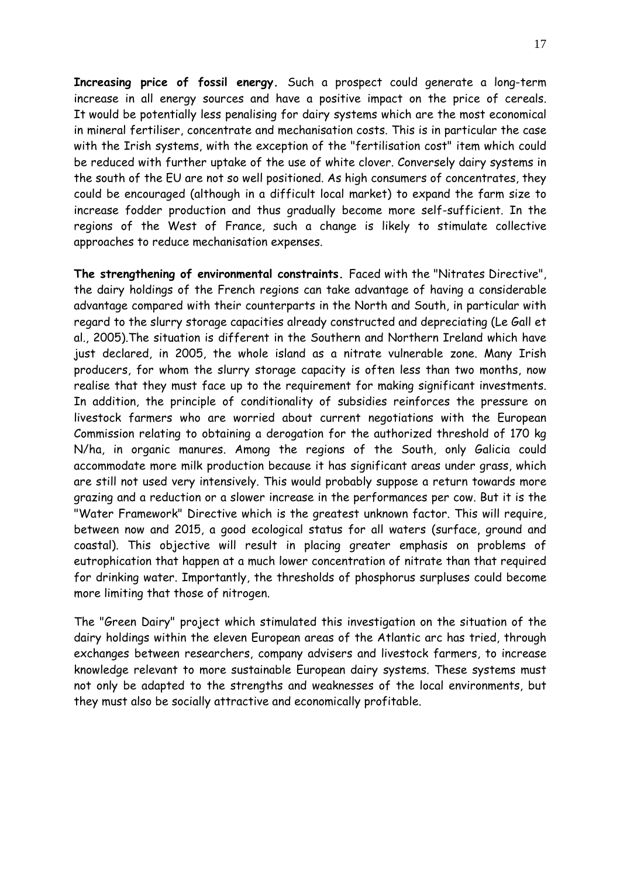**Increasing price of fossil energy.** Such a prospect could generate a long-term increase in all energy sources and have a positive impact on the price of cereals. It would be potentially less penalising for dairy systems which are the most economical in mineral fertiliser, concentrate and mechanisation costs. This is in particular the case with the Irish systems, with the exception of the "fertilisation cost" item which could be reduced with further uptake of the use of white clover. Conversely dairy systems in the south of the EU are not so well positioned. As high consumers of concentrates, they could be encouraged (although in a difficult local market) to expand the farm size to increase fodder production and thus gradually become more self-sufficient. In the regions of the West of France, such a change is likely to stimulate collective approaches to reduce mechanisation expenses.

**The strengthening of environmental constraints.** Faced with the "Nitrates Directive", the dairy holdings of the French regions can take advantage of having a considerable advantage compared with their counterparts in the North and South, in particular with regard to the slurry storage capacities already constructed and depreciating (Le Gall et al., 2005).The situation is different in the Southern and Northern Ireland which have just declared, in 2005, the whole island as a nitrate vulnerable zone. Many Irish producers, for whom the slurry storage capacity is often less than two months, now realise that they must face up to the requirement for making significant investments. In addition, the principle of conditionality of subsidies reinforces the pressure on livestock farmers who are worried about current negotiations with the European Commission relating to obtaining a derogation for the authorized threshold of 170 kg N/ha, in organic manures. Among the regions of the South, only Galicia could accommodate more milk production because it has significant areas under grass, which are still not used very intensively. This would probably suppose a return towards more grazing and a reduction or a slower increase in the performances per cow. But it is the "Water Framework" Directive which is the greatest unknown factor. This will require, between now and 2015, a good ecological status for all waters (surface, ground and coastal). This objective will result in placing greater emphasis on problems of eutrophication that happen at a much lower concentration of nitrate than that required for drinking water. Importantly, the thresholds of phosphorus surpluses could become more limiting that those of nitrogen.

The "Green Dairy" project which stimulated this investigation on the situation of the dairy holdings within the eleven European areas of the Atlantic arc has tried, through exchanges between researchers, company advisers and livestock farmers, to increase knowledge relevant to more sustainable European dairy systems. These systems must not only be adapted to the strengths and weaknesses of the local environments, but they must also be socially attractive and economically profitable.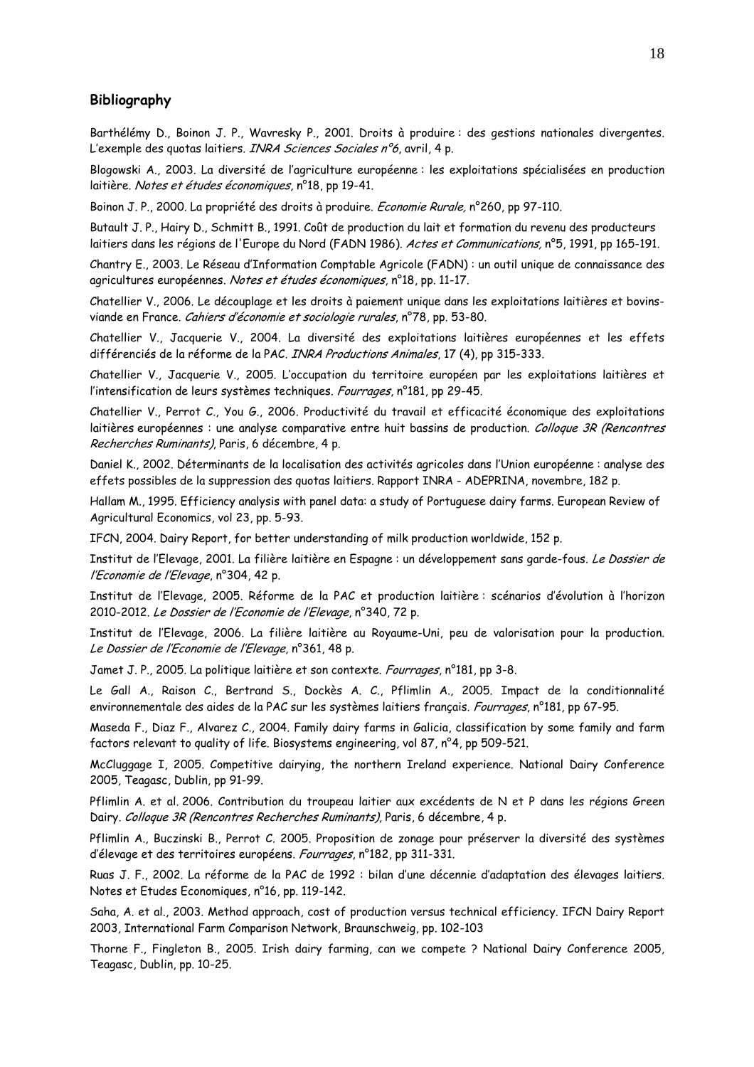## Bibliography

Barthélémy D., Boinon J. P., Wavresky P., 2001. Droits à produire : des gestions nationales divergentes. L'exemple des quotas laitiers. *INRA Sciences Sociales n°6*, avril, 4 p.

Blogowski A., 2003. La diversité de l'agriculture européenne : les exploitations spécialisées en production laitière. *Notes et études économiques*, n°18, pp 19-41.

Boinon J. P., 2000. La propriété des droits à produire. *Economie Rurale,* n°260, pp 97-110.

Butault J. P., Hairy D., Schmitt B., 1991. Coût de production du lait et formation du revenu des producteurs laitiers dans les régions de l'Europe du Nord (FADN 1986). *Actes et Communications,* n°5, 1991, pp 165-191.

Chantry E., 2003. Le Réseau d'Information Comptable Agricole (FADN) : un outil unique de connaissance des agricultures européennes. *Notes et études économiques*, n°18, pp. 11-17.

Chatellier V., 2006. Le découplage et les droits à paiement unique dans les exploitations laitières et bovins-viande en France. *Cahiers d'économie et sociologie rurales*, n°78, pp. 53-80.

Chatellier V., Jacquerie V., 2004. La diversité des exploitations laitières européennes et les effets différenciés de la réforme de la PAC. *INRA Productions Animales*, 17 (4), pp 315-333.

Chatellier V., Jacquerie V., 2005. L'occupation du territoire européen par les exploitations laitières et l'intensification de leurs systèmes techniques. *Fourrages*, n°181, pp 29-45.

Chatellier V., Perrot C., You G., 2006. Productivité du travail et efficacité économique des exploitations laitières européennes : une analyse comparative entre huit bassins de production. *Colloque 3R (Rencontres Recherches Ruminants)*, Paris, 6 décembre, 4 p.

Daniel K., 2002. Déterminants de la localisation des activités agricoles dans l'Union européenne : analyse des effets possibles de la suppression des quotas laitiers. Rapport INRA - ADEPRINA, novembre, 182 p.

Hallam M., 1995. Efficiency analysis with panel data: a study of Portuguese dairy farms. European Review of Agricultural Economics, vol 23, pp. 5-93.

IFCN, 2004. Dairy Report, for better understanding of milk production worldwide, 152 p.

Institut de l'Elevage, 2001. La filière laitière en Espagne : un développement sans garde-fous. *Le Dossier de l'Economie de l'Elevage*, n°304, 42 p.

Institut de l'Elevage, 2005. Réforme de la PAC et production laitière : scénarios d'évolution à l'horizon 2010-2012. *Le Dossier de l'Economie de l'Elevage*, n°340, 72 p.

Institut de l'Elevage, 2006. La filière laitière au Royaume-Uni, peu de valorisation pour la production. *Le Dossier de l'Economie de l'Elevage*, n°361, 48 p.

Jamet J. P., 2005. La politique laitière et son contexte. *Fourrages*, n°181, pp 3-8.

Le Gall A., Raison C., Bertrand S., Dockès A. C., Pflimlin A., 2005. Impact de la conditionnalité environnementale des aides de la PAC sur les systèmes laitiers français. *Fourrages*, n°181, pp 67-95.

Maseda F., Diaz F., Alvarez C., 2004. Family dairy farms in Galicia, classification by some family and farm factors relevant to quality of life. Biosystems engineering, vol 87, n°4, pp 509-521.

McCluggage I, 2005. Competitive dairying, the northern Ireland experience. National Dairy Conference 2005, Teagasc, Dublin, pp 91-99.

Pflimlin A. et al. 2006. Contribution du troupeau laitier aux excédents de N et P dans les régions Green Dairy. *Colloque 3R (Rencontres Recherches Ruminants)*, Paris, 6 décembre, 4 p.

Pflimlin A., Buczinski B., Perrot C. 2005. Proposition de zonage pour préserver la diversité des systèmes d'élevage et des territoires européens. *Fourrages*, n°182, pp 311-331.

Ruas J. F., 2002. La réforme de la PAC de 1992 : bilan d'une décennie d'adaptation des élevages laitiers. Notes et Etudes Economiques, n°16, pp. 119-142.

Saha, A. et al., 2003. Method approach, cost of production versus technical efficiency. IFCN Dairy Report 2003, International Farm Comparison Network, Braunschweig, pp. 102-103

Thorne F., Fingleton B., 2005. Irish dairy farming, can we compete ? National Dairy Conference 2005, Teagasc, Dublin, pp. 10-25.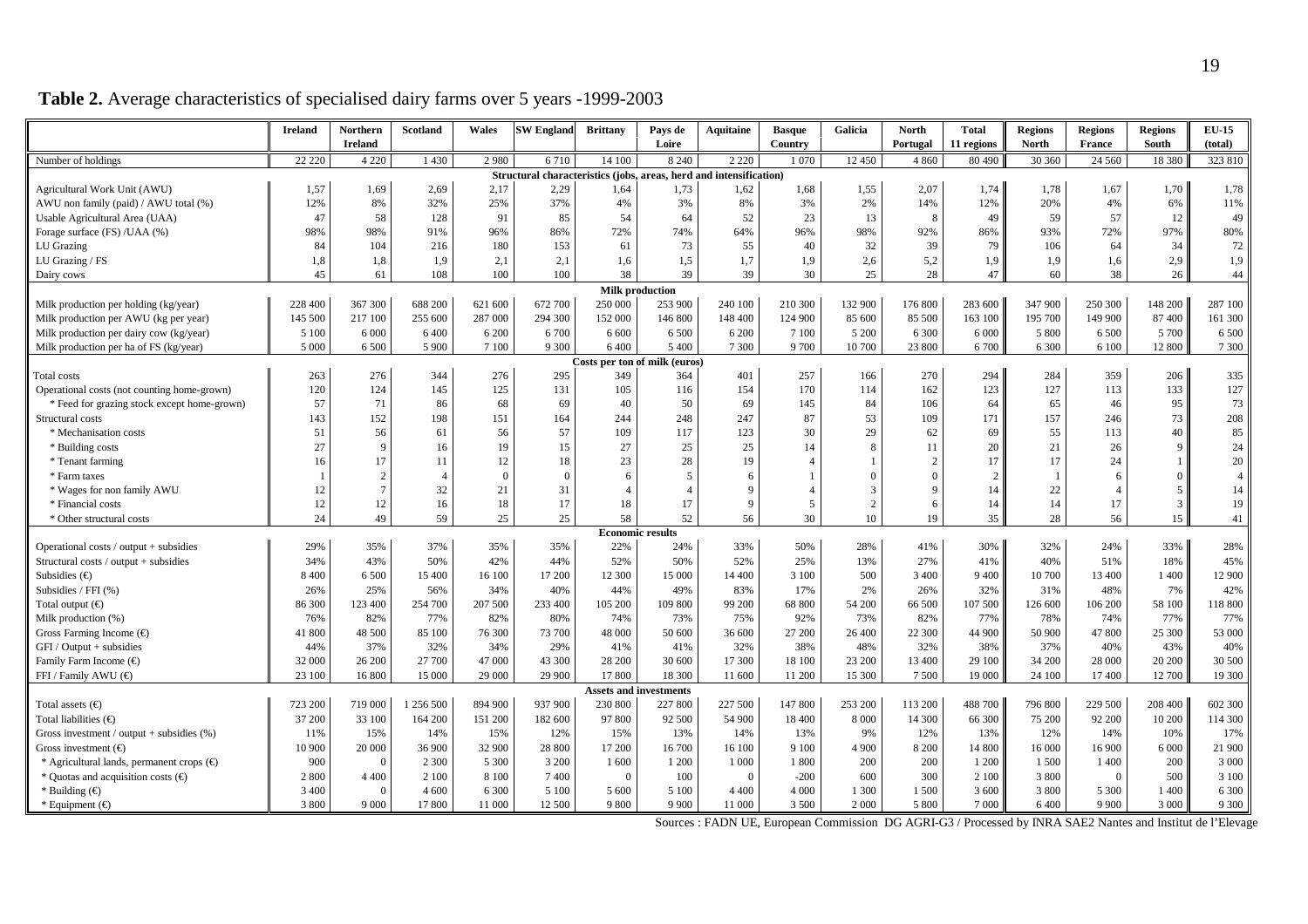**Table 2.** Average characteristics of specialised dairy farms over 5 years -1999-2003

| | Ireland | Northern Ireland | Scotland | Wales | SW England | Brittany | Pays de Loire | Aquitaine | Basque Country | Galicia | North Portugal | Total 11 regions | Regions North | Regions France | Regions South | EU-15 (total) |
|---|---|---|---|---|---|---|---|---|---|---|---|---|---|---|---|---|
| Number of holdings | 22 220 | 4 220 | 1 430 | 2 980 | 6 710 | 14 100 | 8 240 | 2 220 | 1 070 | 12 450 | 4 860 | 80 490 | 30 360 | 24 560 | 18 380 | 323 810 |
| **Structural characteristics (jobs, areas, herd and intensification)** | | | | | | | | | | | | | | | | |
| Agricultural Work Unit (AWU) | 1,57 | 1,69 | 2,69 | 2,17 | 2,29 | 1,64 | 1,73 | 1,62 | 1,68 | 1,55 | 2,07 | 1,74 | 1,78 | 1,67 | 1,70 | 1,78 |
| AWU non family (paid) / AWU total (%) | 12% | 8% | 32% | 25% | 37% | 4% | 3% | 8% | 3% | 2% | 14% | 12% | 20% | 4% | 6% | 11% |
| Usable Agricultural Area (UAA) | 47 | 58 | 128 | 91 | 85 | 54 | 64 | 52 | 23 | 13 | 8 | 49 | 59 | 57 | 12 | 49 |
| Forage surface (FS) /UAA (%) | 98% | 98% | 91% | 96% | 86% | 72% | 74% | 64% | 96% | 98% | 92% | 86% | 93% | 72% | 97% | 80% |
| LU Grazing | 84 | 104 | 216 | 180 | 153 | 61 | 73 | 55 | 40 | 32 | 39 | 79 | 106 | 64 | 34 | 72 |
| LU Grazing / FS | 1,8 | 1,8 | 1,9 | 2,1 | 2,1 | 1,6 | 1,5 | 1,7 | 1,9 | 2,6 | 5,2 | 1,9 | 1,9 | 1,6 | 2,9 | 1,9 |
| Dairy cows | 45 | 61 | 108 | 100 | 100 | 38 | 39 | 39 | 30 | 25 | 28 | 47 | 60 | 38 | 26 | 44 |
| **Milk production** | | | | | | | | | | | | | | | | |
| Milk production per holding (kg/year) | 228 400 | 367 300 | 688 200 | 621 600 | 672 700 | 250 000 | 253 900 | 240 100 | 210 300 | 132 900 | 176 800 | 283 600 | 347 900 | 250 300 | 148 200 | 287 100 |
| Milk production per AWU (kg per year) | 145 500 | 217 100 | 255 600 | 287 000 | 294 300 | 152 000 | 146 800 | 148 400 | 124 900 | 85 600 | 85 500 | 163 100 | 195 700 | 149 900 | 87 400 | 161 300 |
| Milk production per dairy cow (kg/year) | 5 100 | 6 000 | 6 400 | 6 200 | 6 700 | 6 600 | 6 500 | 6 200 | 7 100 | 5 200 | 6 300 | 6 000 | 5 800 | 6 500 | 5 700 | 6 500 |
| Milk production per ha of FS (kg/year) | 5 000 | 6 500 | 5 900 | 7 100 | 9 300 | 6 400 | 5 400 | 7 300 | 9 700 | 10 700 | 23 800 | 6 700 | 6 300 | 6 100 | 12 800 | 7 300 |
| **Costs per ton of milk (euros)** | | | | | | | | | | | | | | | | |
| Total costs | 263 | 276 | 344 | 276 | 295 | 349 | 364 | 401 | 257 | 166 | 270 | 294 | 284 | 359 | 206 | 335 |
| Operational costs (not counting home-grown) | 120 | 124 | 145 | 125 | 131 | 105 | 116 | 154 | 170 | 114 | 162 | 123 | 127 | 113 | 133 | 127 |
| * Feed for grazing stock except home-grown) | 57 | 71 | 86 | 68 | 69 | 40 | 50 | 69 | 145 | 84 | 106 | 64 | 65 | 46 | 95 | 73 |
| Structural costs | 143 | 152 | 198 | 151 | 164 | 244 | 248 | 247 | 87 | 53 | 109 | 171 | 157 | 246 | 73 | 208 |
| * Mechanisation costs | 51 | 56 | 61 | 56 | 57 | 109 | 117 | 123 | 30 | 29 | 62 | 69 | 55 | 113 | 40 | 85 |
| * Building costs | 27 | 9 | 16 | 19 | 15 | 27 | 25 | 25 | 14 | 8 | 11 | 20 | 21 | 26 | 9 | 24 |
| * Tenant farming | 16 | 17 | 11 | 12 | 18 | 23 | 28 | 19 | 4 | 1 | 2 | 17 | 17 | 24 | 1 | 20 |
| * Farm taxes | 1 | 2 | 4 | 0 | 0 | 6 | 5 | 6 | 1 | 0 | 0 | 2 | 1 | 6 | 0 | 4 |
| * Wages for non family AWU | 12 | 7 | 32 | 21 | 31 | 4 | 4 | 9 | 4 | 3 | 9 | 14 | 22 | 4 | 5 | 14 |
| * Financial costs | 12 | 12 | 16 | 18 | 17 | 18 | 17 | 9 | 5 | 2 | 6 | 14 | 14 | 17 | 3 | 19 |
| * Other structural costs | 24 | 49 | 59 | 25 | 25 | 58 | 52 | 56 | 30 | 10 | 19 | 35 | 28 | 56 | 15 | 41 |
| **Economic results** | | | | | | | | | | | | | | | | |
| Operational costs / output + subsidies | 29% | 35% | 37% | 35% | 35% | 22% | 24% | 33% | 50% | 28% | 41% | 30% | 32% | 24% | 33% | 28% |
| Structural costs / output + subsidies | 34% | 43% | 50% | 42% | 44% | 52% | 50% | 52% | 25% | 13% | 27% | 41% | 40% | 51% | 18% | 45% |
| Subsidies (€) | 8 400 | 6 500 | 15 400 | 16 100 | 17 200 | 12 300 | 15 000 | 14 400 | 3 100 | 500 | 3 400 | 9 400 | 10 700 | 13 400 | 1 400 | 12 900 |
| Subsidies / FFI (%) | 26% | 25% | 56% | 34% | 40% | 44% | 49% | 83% | 17% | 2% | 26% | 32% | 31% | 48% | 7% | 42% |
| Total output (€) | 86 300 | 123 400 | 254 700 | 207 500 | 233 400 | 105 200 | 109 800 | 99 200 | 68 800 | 54 200 | 66 500 | 107 500 | 126 600 | 106 200 | 58 100 | 118 800 |
| Milk production (%) | 76% | 82% | 77% | 82% | 80% | 74% | 73% | 75% | 92% | 73% | 82% | 77% | 78% | 74% | 77% | 77% |
| Gross Farming Income (€) | 41 800 | 48 500 | 85 100 | 76 300 | 73 700 | 48 000 | 50 600 | 36 600 | 27 200 | 26 400 | 22 300 | 44 900 | 50 900 | 47 800 | 25 300 | 53 000 |
| GFI / Output + subsidies | 44% | 37% | 32% | 34% | 29% | 41% | 41% | 32% | 38% | 48% | 32% | 38% | 37% | 40% | 43% | 40% |
| Family Farm Income (€) | 32 000 | 26 200 | 27 700 | 47 000 | 43 300 | 28 200 | 30 600 | 17 300 | 18 100 | 23 200 | 13 400 | 29 100 | 34 200 | 28 000 | 20 200 | 30 500 |
| FFI / Family AWU (€) | 23 100 | 16 800 | 15 000 | 29 000 | 29 900 | 17 800 | 18 300 | 11 600 | 11 200 | 15 300 | 7 500 | 19 000 | 24 100 | 17 400 | 12 700 | 19 300 |
| **Assets and investments** | | | | | | | | | | | | | | | | |
| Total assets (€) | 723 200 | 719 000 | 1 256 500 | 894 900 | 937 900 | 230 800 | 227 800 | 227 500 | 147 800 | 253 200 | 113 200 | 488 700 | 796 800 | 229 500 | 208 400 | 602 300 |
| Total liabilities (€) | 37 200 | 33 100 | 164 200 | 151 200 | 182 600 | 97 800 | 92 500 | 54 900 | 18 400 | 8 000 | 14 300 | 66 300 | 75 200 | 92 200 | 10 200 | 114 300 |
| Gross investment / output + subsidies (%) | 11% | 15% | 14% | 15% | 12% | 15% | 13% | 14% | 13% | 9% | 12% | 13% | 12% | 14% | 10% | 17% |
| Gross investment (€) | 10 900 | 20 000 | 36 900 | 32 900 | 28 800 | 17 200 | 16 700 | 16 100 | 9 100 | 4 900 | 8 200 | 14 800 | 16 000 | 16 900 | 6 000 | 21 900 |
| * Agricultural lands, permanent crops (€) | 900 | 0 | 2 300 | 5 300 | 3 200 | 1 600 | 1 200 | 1 000 | 1 800 | 200 | 200 | 1 200 | 1 500 | 1 400 | 200 | 3 000 |
| * Quotas and acquisition costs (€) | 2 800 | 4 400 | 2 100 | 8 100 | 7 400 | 0 | 100 | 0 | -200 | 600 | 300 | 2 100 | 3 800 | 0 | 500 | 3 100 |
| * Building (€) | 3 400 | 0 | 4 600 | 6 300 | 5 100 | 5 600 | 5 100 | 4 400 | 4 000 | 1 300 | 1 500 | 3 600 | 3 800 | 5 300 | 1 400 | 6 300 |
| * Equipment (€) | 3 800 | 9 000 | 17 800 | 11 000 | 12 500 | 9 800 | 9 900 | 11 000 | 3 500 | 2 000 | 5 800 | 7 000 | 6 400 | 9 900 | 3 000 | 9 300 |

Sources : FADN UE, European Commission DG AGRI-G3 / Processed by INRA SAE2 Nantes and Institut de l'Elevage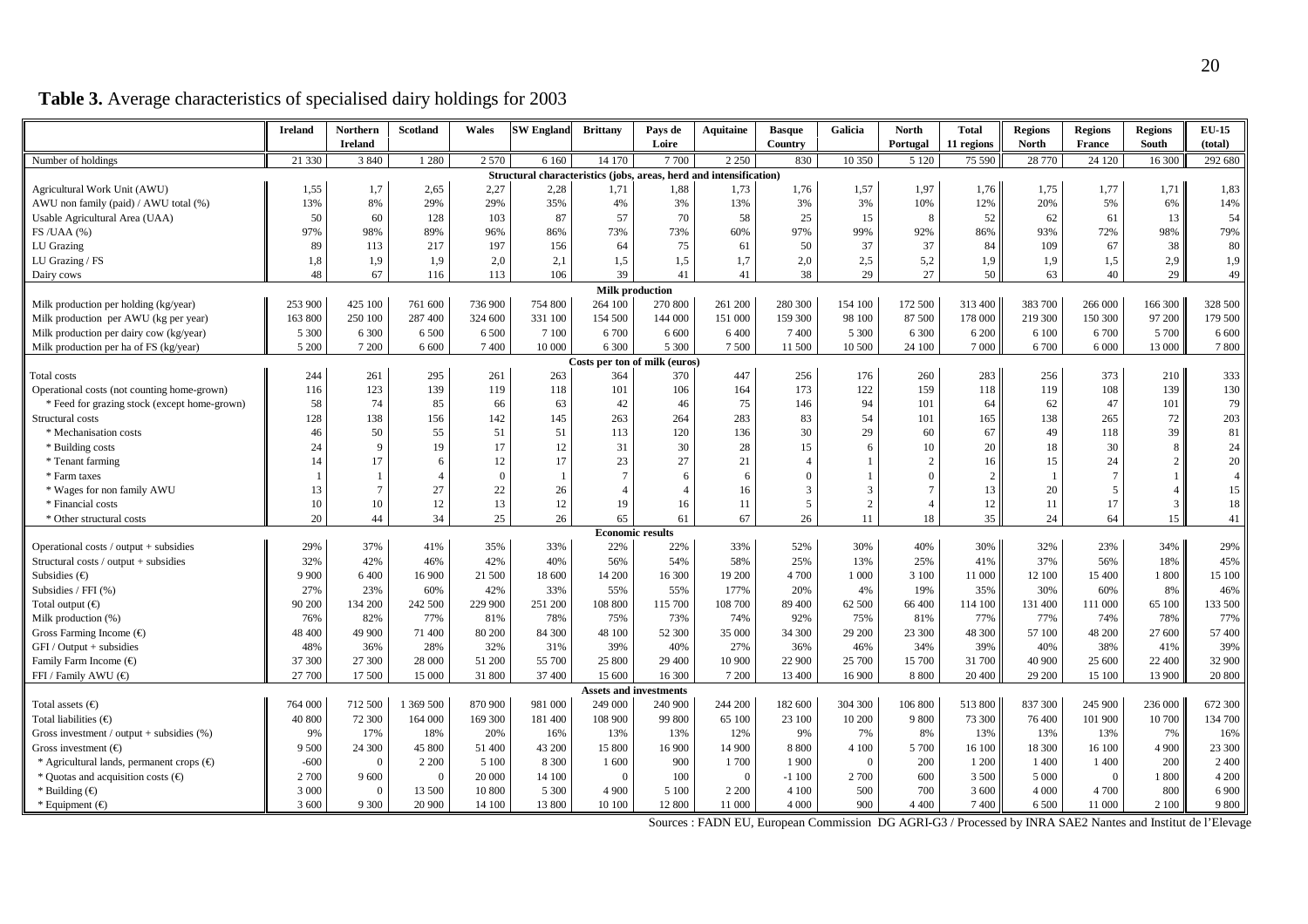**Table 3.** Average characteristics of specialised dairy holdings for 2003

| | Ireland | Northern Ireland | Scotland | Wales | SW England | Brittany | Pays de Loire | Aquitaine | Basque Country | Galicia | North Portugal | Total 11 regions | Regions North | Regions France | Regions South | EU-15 (total) |
|---|---|---|---|---|---|---|---|---|---|---|---|---|---|---|---|---|
| Number of holdings | 21 330 | 3 840 | 1 280 | 2 570 | 6 160 | 14 170 | 7 700 | 2 250 | 830 | 10 350 | 5 120 | 75 590 | 28 770 | 24 120 | 16 300 | 292 680 |
| **Structural characteristics (jobs, areas, herd and intensification)** | | | | | | | | | | | | | | | | |
| Agricultural Work Unit (AWU) | 1,55 | 1,7 | 2,65 | 2,27 | 2,28 | 1,71 | 1,88 | 1,73 | 1,76 | 1,57 | 1,97 | 1,76 | 1,75 | 1,77 | 1,71 | 1,83 |
| AWU non family (paid) / AWU total (%) | 13% | 8% | 29% | 29% | 35% | 4% | 3% | 13% | 3% | 3% | 10% | 12% | 20% | 5% | 6% | 14% |
| Usable Agricultural Area (UAA) | 50 | 60 | 128 | 103 | 87 | 57 | 70 | 58 | 25 | 15 | 8 | 52 | 62 | 61 | 13 | 54 |
| FS /UAA (%) | 97% | 98% | 89% | 96% | 86% | 73% | 73% | 60% | 97% | 99% | 92% | 86% | 93% | 72% | 98% | 79% |
| LU Grazing | 89 | 113 | 217 | 197 | 156 | 64 | 75 | 61 | 50 | 37 | 37 | 84 | 109 | 67 | 38 | 80 |
| LU Grazing / FS | 1,8 | 1,9 | 1,9 | 2,0 | 2,1 | 1,5 | 1,5 | 1,7 | 2,0 | 2,5 | 5,2 | 1,9 | 1,9 | 1,5 | 2,9 | 1,9 |
| Dairy cows | 48 | 67 | 116 | 113 | 106 | 39 | 41 | 41 | 38 | 29 | 27 | 50 | 63 | 40 | 29 | 49 |
| **Milk production** | | | | | | | | | | | | | | | | |
| Milk production per holding (kg/year) | 253 900 | 425 100 | 761 600 | 736 900 | 754 800 | 264 100 | 270 800 | 261 200 | 280 300 | 154 100 | 172 500 | 313 400 | 383 700 | 266 000 | 166 300 | 328 500 |
| Milk production per AWU (kg per year) | 163 800 | 250 100 | 287 400 | 324 600 | 331 100 | 154 500 | 144 000 | 151 000 | 159 300 | 98 100 | 87 500 | 178 000 | 219 300 | 150 300 | 97 200 | 179 500 |
| Milk production per dairy cow (kg/year) | 5 300 | 6 300 | 6 500 | 6 500 | 7 100 | 6 700 | 6 600 | 6 400 | 7 400 | 5 300 | 6 300 | 6 200 | 6 100 | 6 700 | 5 700 | 6 600 |
| Milk production per ha of FS (kg/year) | 5 200 | 7 200 | 6 600 | 7 400 | 10 000 | 6 300 | 5 300 | 7 500 | 11 500 | 10 500 | 24 100 | 7 000 | 6 700 | 6 000 | 13 000 | 7 800 |
| **Costs per ton of milk (euros)** | | | | | | | | | | | | | | | | |
| Total costs | 244 | 261 | 295 | 261 | 263 | 364 | 370 | 447 | 256 | 176 | 260 | 283 | 256 | 373 | 210 | 333 |
| Operational costs (not counting home-grown) | 116 | 123 | 139 | 119 | 118 | 101 | 106 | 164 | 173 | 122 | 159 | 118 | 119 | 108 | 139 | 130 |
| * Feed for grazing stock (except home-grown) | 58 | 74 | 85 | 66 | 63 | 42 | 46 | 75 | 146 | 94 | 101 | 64 | 62 | 47 | 101 | 79 |
| Structural costs | 128 | 138 | 156 | 142 | 145 | 263 | 264 | 283 | 83 | 54 | 101 | 165 | 138 | 265 | 72 | 203 |
| * Mechanisation costs | 46 | 50 | 55 | 51 | 51 | 113 | 120 | 136 | 30 | 29 | 60 | 67 | 49 | 118 | 39 | 81 |
| * Building costs | 24 | 9 | 19 | 17 | 12 | 31 | 30 | 28 | 15 | 6 | 10 | 20 | 18 | 30 | 8 | 24 |
| * Tenant farming | 14 | 17 | 6 | 12 | 17 | 23 | 27 | 21 | 4 | 1 | 2 | 16 | 15 | 24 | 2 | 20 |
| * Farm taxes | 1 | 1 | 4 | 0 | 1 | 7 | 6 | 6 | 0 | 1 | 0 | 2 | 1 | 7 | 1 | 4 |
| * Wages for non family AWU | 13 | 7 | 27 | 22 | 26 | 4 | 4 | 16 | 3 | 3 | 7 | 13 | 20 | 5 | 4 | 15 |
| * Financial costs | 10 | 10 | 12 | 13 | 12 | 19 | 16 | 11 | 5 | 2 | 4 | 12 | 11 | 17 | 3 | 18 |
| * Other structural costs | 20 | 44 | 34 | 25 | 26 | 65 | 61 | 67 | 26 | 11 | 18 | 35 | 24 | 64 | 15 | 41 |
| **Economic results** | | | | | | | | | | | | | | | | |
| Operational costs / output + subsidies | 29% | 37% | 41% | 35% | 33% | 22% | 22% | 33% | 52% | 30% | 40% | 30% | 32% | 23% | 34% | 29% |
| Structural costs / output + subsidies | 32% | 42% | 46% | 42% | 40% | 56% | 54% | 58% | 25% | 13% | 25% | 41% | 37% | 56% | 18% | 45% |
| Subsidies (€) | 9 900 | 6 400 | 16 900 | 21 500 | 18 600 | 14 200 | 16 300 | 19 200 | 4 700 | 1 000 | 3 100 | 11 000 | 12 100 | 15 400 | 1 800 | 15 100 |
| Subsidies / FFI (%) | 27% | 23% | 60% | 42% | 33% | 55% | 55% | 177% | 20% | 4% | 19% | 35% | 30% | 60% | 8% | 46% |
| Total output (€) | 90 200 | 134 200 | 242 500 | 229 900 | 251 200 | 108 800 | 115 700 | 108 700 | 89 400 | 62 500 | 66 400 | 114 100 | 131 400 | 111 000 | 65 100 | 133 500 |
| Milk production (%) | 76% | 82% | 77% | 81% | 78% | 75% | 73% | 74% | 92% | 75% | 81% | 77% | 77% | 74% | 78% | 77% |
| Gross Farming Income (€) | 48 400 | 49 900 | 71 400 | 80 200 | 84 300 | 48 100 | 52 300 | 35 000 | 34 300 | 29 200 | 23 300 | 48 300 | 57 100 | 48 200 | 27 600 | 57 400 |
| GFI / Output + subsidies | 48% | 36% | 28% | 32% | 31% | 39% | 40% | 27% | 36% | 46% | 34% | 39% | 40% | 38% | 41% | 39% |
| Family Farm Income (€) | 37 300 | 27 300 | 28 000 | 51 200 | 55 700 | 25 800 | 29 400 | 10 900 | 22 900 | 25 700 | 15 700 | 31 700 | 40 900 | 25 600 | 22 400 | 32 900 |
| FFI / Family AWU (€) | 27 700 | 17 500 | 15 000 | 31 800 | 37 400 | 15 600 | 16 300 | 7 200 | 13 400 | 16 900 | 8 800 | 20 400 | 29 200 | 15 100 | 13 900 | 20 800 |
| **Assets and investments** | | | | | | | | | | | | | | | | |
| Total assets (€) | 764 000 | 712 500 | 1 369 500 | 870 900 | 981 000 | 249 000 | 240 900 | 244 200 | 182 600 | 304 300 | 106 800 | 513 800 | 837 300 | 245 900 | 236 000 | 672 300 |
| Total liabilities (€) | 40 800 | 72 300 | 164 000 | 169 300 | 181 400 | 108 900 | 99 800 | 65 100 | 23 100 | 10 200 | 9 800 | 73 300 | 76 400 | 101 900 | 10 700 | 134 700 |
| Gross investment / output + subsidies (%) | 9% | 17% | 18% | 20% | 16% | 13% | 13% | 12% | 9% | 7% | 8% | 13% | 13% | 13% | 7% | 16% |
| Gross investment (€) | 9 500 | 24 300 | 45 800 | 51 400 | 43 200 | 15 800 | 16 900 | 14 900 | 8 800 | 4 100 | 5 700 | 16 100 | 18 300 | 16 100 | 4 900 | 23 300 |
| * Agricultural lands, permanent crops (€) | -600 | 0 | 2 200 | 5 100 | 8 300 | 1 600 | 900 | 1 700 | 1 900 | 0 | 0 | 1 200 | 1 400 | 1 400 | 200 | 2 400 |
| * Quotas and acquisition costs (€) | 2 700 | 9 600 | 0 | 20 000 | 14 100 | 0 | 100 | 0 | -1 100 | 2 700 | 600 | 3 500 | 5 000 | 0 | 1 800 | 4 200 |
| * Building (€) | 3 000 | 0 | 13 500 | 10 800 | 5 300 | 4 900 | 5 100 | 2 200 | 4 100 | 500 | 700 | 3 600 | 4 000 | 4 700 | 800 | 6 900 |
| * Equipment (€) | 3 600 | 9 300 | 20 900 | 14 100 | 13 800 | 10 100 | 12 800 | 11 000 | 4 000 | 900 | 4 400 | 7 400 | 6 500 | 11 000 | 2 100 | 9 800 |

Sources : FADN EU, European Commission DG AGRI-G3 / Processed by INRA SAE2 Nantes and Institut de l'Elevage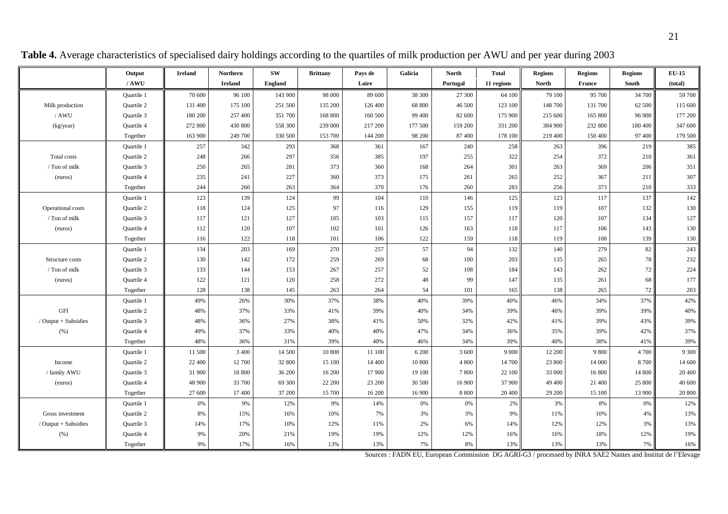**Table 4.** Average characteristics of specialised dairy holdings according to the quartiles of milk production per AWU and per year during 2003

| | Output / AWU | Ireland | Northern Ireland | SW England | Brittany | Pays de Loire | Galicia | North Portugal | Total 11 regions | Regions North | Regions France | Regions South | EU-15 (total) |
|---|---|---|---|---|---|---|---|---|---|---|---|---|---|
| Milk production / AWU (kg/year) | Quartile 1 | 70 600 | 96 100 | 143 900 | 98 000 | 89 600 | 38 300 | 27 300 | 64 100 | 79 100 | 95 700 | 34 700 | 59 700 |
| | Quartile 2 | 131 400 | 175 100 | 251 500 | 135 200 | 126 400 | 68 800 | 46 500 | 123 100 | 148 700 | 131 700 | 62 500 | 115 600 |
| | Quartile 3 | 180 200 | 257 400 | 351 700 | 168 800 | 160 500 | 99 400 | 82 600 | 175 900 | 215 600 | 165 800 | 96 900 | 177 200 |
| | Quartile 4 | 272 800 | 430 800 | 558 300 | 239 000 | 217 200 | 177 500 | 159 200 | 331 200 | 384 900 | 232 800 | 180 400 | 347 600 |
| | Together | 163 900 | 249 700 | 330 500 | 153 700 | 144 200 | 98 200 | 87 400 | 178 100 | 219 400 | 150 400 | 97 400 | 179 500 |
| Total costs / Ton of milk (euros) | Quartile 1 | 257 | 342 | 293 | 368 | 361 | 167 | 240 | 258 | 263 | 396 | 219 | 385 |
| | Quartile 2 | 248 | 266 | 297 | 356 | 385 | 197 | 255 | 322 | 254 | 372 | 210 | 361 |
| | Quartile 3 | 250 | 265 | 281 | 373 | 360 | 168 | 264 | 301 | 263 | 369 | 206 | 351 |
| | Quartile 4 | 235 | 241 | 227 | 360 | 373 | 175 | 261 | 265 | 252 | 367 | 211 | 307 |
| | Together | 244 | 260 | 263 | 364 | 370 | 176 | 260 | 283 | 256 | 373 | 210 | 333 |
| Operational costs / Ton of milk (euros) | Quartile 1 | 123 | 139 | 124 | 99 | 104 | 110 | 146 | 125 | 123 | 117 | 137 | 142 |
| | Quartile 2 | 118 | 124 | 125 | 97 | 116 | 129 | 155 | 119 | 119 | 107 | 132 | 130 |
| | Quartile 3 | 117 | 121 | 127 | 105 | 103 | 115 | 157 | 117 | 120 | 107 | 134 | 127 |
| | Quartile 4 | 112 | 120 | 107 | 102 | 101 | 126 | 163 | 118 | 117 | 106 | 143 | 130 |
| | Together | 116 | 122 | 118 | 101 | 106 | 122 | 159 | 118 | 119 | 108 | 139 | 130 |
| Structure costs / Ton of milk (euros) | Quartile 1 | 134 | 203 | 169 | 270 | 257 | 57 | 94 | 132 | 140 | 279 | 82 | 243 |
| | Quartile 2 | 130 | 142 | 172 | 259 | 269 | 68 | 100 | 203 | 135 | 265 | 78 | 232 |
| | Quartile 3 | 133 | 144 | 153 | 267 | 257 | 52 | 108 | 184 | 143 | 262 | 72 | 224 |
| | Quartile 4 | 122 | 121 | 120 | 258 | 272 | 48 | 99 | 147 | 135 | 261 | 68 | 177 |
| | Together | 128 | 138 | 145 | 263 | 264 | 54 | 101 | 165 | 138 | 265 | 72 | 203 |
| GFI / Output + Subsidies (%) | Quartile 1 | 49% | 26% | 30% | 37% | 38% | 40% | 39% | 40% | 46% | 34% | 37% | 42% |
| | Quartile 2 | 48% | 37% | 33% | 41% | 39% | 40% | 34% | 39% | 46% | 39% | 39% | 40% |
| | Quartile 3 | 48% | 36% | 27% | 38% | 41% | 50% | 32% | 42% | 41% | 39% | 43% | 39% |
| | Quartile 4 | 49% | 37% | 33% | 40% | 40% | 47% | 34% | 36% | 35% | 39% | 42% | 37% |
| | Together | 48% | 36% | 31% | 39% | 40% | 46% | 34% | 39% | 40% | 38% | 41% | 39% |
| Income / family AWU (euros) | Quartile 1 | 11 500 | 3 400 | 14 500 | 10 800 | 11 100 | 6 200 | 3 600 | 9 000 | 12 200 | 9 800 | 4 700 | 9 300 |
| | Quartile 2 | 22 400 | 12 700 | 32 800 | 15 100 | 14 400 | 10 800 | 4 800 | 14 700 | 23 800 | 14 000 | 8 700 | 14 600 |
| | Quartile 3 | 31 900 | 18 800 | 36 200 | 16 200 | 17 900 | 19 100 | 7 800 | 22 100 | 33 000 | 16 800 | 14 800 | 20 400 |
| | Quartile 4 | 48 900 | 33 700 | 69 300 | 22 200 | 23 200 | 30 500 | 16 900 | 37 900 | 49 400 | 21 400 | 25 800 | 40 600 |
| | Together | 27 600 | 17 400 | 37 200 | 15 700 | 16 200 | 16 900 | 8 800 | 20 400 | 29 200 | 15 100 | 13 900 | 20 800 |
| Gross investment / Output + Subsidies (%) | Quartile 1 | 0% | 9% | 12% | 9% | 14% | 0% | 0% | 2% | 3% | 8% | 0% | 12% |
| | Quartile 2 | 8% | 15% | 16% | 10% | 7% | 3% | 3% | 9% | 11% | 10% | 4% | 13% |
| | Quartile 3 | 14% | 17% | 10% | 12% | 11% | 2% | 6% | 14% | 12% | 12% | 3% | 13% |
| | Quartile 4 | 9% | 20% | 21% | 19% | 19% | 12% | 12% | 16% | 16% | 18% | 12% | 19% |
| | Together | 9% | 17% | 16% | 13% | 13% | 7% | 8% | 13% | 13% | 13% | 7% | 16% |

Sources : FADN EU, European Commission DG AGRI-G3 / processed by INRA SAE2 Nantes and Institut de l'Elevage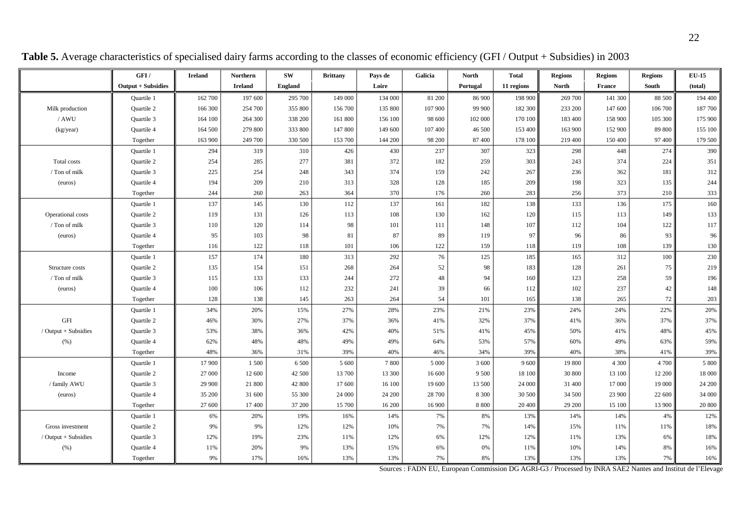**Table 5.** Average characteristics of specialised dairy farms according to the classes of economic efficiency (GFI / Output + Subsidies) in 2003

| | GFI / Output + Subsidies | Ireland | Northern Ireland | SW England | Brittany | Pays de Loire | Galicia | North Portugal | Total 11 regions | Regions North | Regions France | Regions South | EU-15 (total) |
|---|---|---|---|---|---|---|---|---|---|---|---|---|---|
| Milk production / AWU (kg/year) | Quartile 1 | 162 700 | 197 600 | 295 700 | 149 000 | 134 000 | 81 200 | 86 900 | 198 900 | 269 700 | 141 300 | 88 500 | 194 400 |
| | Quartile 2 | 166 300 | 254 700 | 355 800 | 156 700 | 135 800 | 107 900 | 99 900 | 182 300 | 233 200 | 147 600 | 106 700 | 187 700 |
| | Quartile 3 | 164 100 | 264 300 | 338 200 | 161 800 | 156 100 | 98 600 | 102 000 | 170 100 | 183 400 | 158 900 | 105 300 | 175 900 |
| | Quartile 4 | 164 500 | 279 800 | 333 800 | 147 800 | 149 600 | 107 400 | 46 500 | 153 400 | 163 900 | 152 900 | 89 800 | 155 100 |
| | Together | 163 900 | 249 700 | 330 500 | 153 700 | 144 200 | 98 200 | 87 400 | 178 100 | 219 400 | 150 400 | 97 400 | 179 500 |
| Total costs / Ton of milk (euros) | Quartile 1 | 294 | 319 | 310 | 426 | 430 | 237 | 307 | 323 | 298 | 448 | 274 | 390 |
| | Quartile 2 | 254 | 285 | 277 | 381 | 372 | 182 | 259 | 303 | 243 | 374 | 224 | 351 |
| | Quartile 3 | 225 | 254 | 248 | 343 | 374 | 159 | 242 | 267 | 236 | 362 | 181 | 312 |
| | Quartile 4 | 194 | 209 | 210 | 313 | 328 | 128 | 185 | 209 | 198 | 323 | 135 | 244 |
| | Together | 244 | 260 | 263 | 364 | 370 | 176 | 260 | 283 | 256 | 373 | 210 | 333 |
| Operational costs / Ton of milk (euros) | Quartile 1 | 137 | 145 | 130 | 112 | 137 | 161 | 182 | 138 | 133 | 136 | 175 | 160 |
| | Quartile 2 | 119 | 131 | 126 | 113 | 108 | 130 | 162 | 120 | 115 | 113 | 149 | 133 |
| | Quartile 3 | 110 | 120 | 114 | 98 | 101 | 111 | 148 | 107 | 112 | 104 | 122 | 117 |
| | Quartile 4 | 95 | 103 | 98 | 81 | 87 | 89 | 119 | 97 | 96 | 86 | 93 | 96 |
| | Together | 116 | 122 | 118 | 101 | 106 | 122 | 159 | 118 | 119 | 108 | 139 | 130 |
| Structure costs / Ton of milk (euros) | Quartile 1 | 157 | 174 | 180 | 313 | 292 | 76 | 125 | 185 | 165 | 312 | 100 | 230 |
| | Quartile 2 | 135 | 154 | 151 | 268 | 264 | 52 | 98 | 183 | 128 | 261 | 75 | 219 |
| | Quartile 3 | 115 | 133 | 133 | 244 | 272 | 48 | 94 | 160 | 123 | 258 | 59 | 196 |
| | Quartile 4 | 100 | 106 | 112 | 232 | 241 | 39 | 66 | 112 | 102 | 237 | 42 | 148 |
| | Together | 128 | 138 | 145 | 263 | 264 | 54 | 101 | 165 | 138 | 265 | 72 | 203 |
| GFI / Output + Subsidies (%) | Quartile 1 | 34% | 20% | 15% | 27% | 28% | 23% | 21% | 23% | 24% | 24% | 22% | 20% |
| | Quartile 2 | 46% | 30% | 27% | 37% | 36% | 41% | 32% | 37% | 41% | 36% | 37% | 37% |
| | Quartile 3 | 53% | 38% | 36% | 42% | 40% | 51% | 41% | 45% | 50% | 41% | 48% | 45% |
| | Quartile 4 | 62% | 48% | 48% | 49% | 49% | 64% | 53% | 57% | 60% | 49% | 63% | 59% |
| | Together | 48% | 36% | 31% | 39% | 40% | 46% | 34% | 39% | 40% | 38% | 41% | 39% |
| Income / family AWU (euros) | Quartile 1 | 17 900 | 1 500 | 6 500 | 5 600 | 7 800 | 5 000 | 3 600 | 9 600 | 19 800 | 4 300 | 4 700 | 5 800 |
| | Quartile 2 | 27 000 | 12 600 | 42 500 | 13 700 | 13 300 | 16 600 | 9 500 | 18 100 | 30 800 | 13 100 | 12 200 | 18 000 |
| | Quartile 3 | 29 900 | 21 800 | 42 800 | 17 600 | 16 100 | 19 600 | 13 500 | 24 000 | 31 400 | 17 000 | 19 000 | 24 200 |
| | Quartile 4 | 35 200 | 31 600 | 55 300 | 24 000 | 24 200 | 28 700 | 8 300 | 30 500 | 34 500 | 23 900 | 22 600 | 34 000 |
| | Together | 27 600 | 17 400 | 37 200 | 15 700 | 16 200 | 16 900 | 8 800 | 20 400 | 29 200 | 15 100 | 13 900 | 20 800 |
| Gross investment / Output + Subsidies (%) | Quartile 1 | 6% | 20% | 19% | 16% | 14% | 7% | 8% | 13% | 14% | 14% | 4% | 12% |
| | Quartile 2 | 9% | 9% | 12% | 12% | 10% | 7% | 7% | 14% | 15% | 11% | 11% | 18% |
| | Quartile 3 | 12% | 19% | 23% | 11% | 12% | 6% | 12% | 12% | 11% | 13% | 6% | 18% |
| | Quartile 4 | 11% | 20% | 9% | 13% | 15% | 6% | 0% | 11% | 10% | 14% | 8% | 16% |
| | Together | 9% | 17% | 16% | 13% | 13% | 7% | 8% | 13% | 13% | 13% | 7% | 16% |

Sources : FADN EU, European Commission DG AGRI-G3 / Processed by INRA SAE2 Nantes and Institut de l'Elevage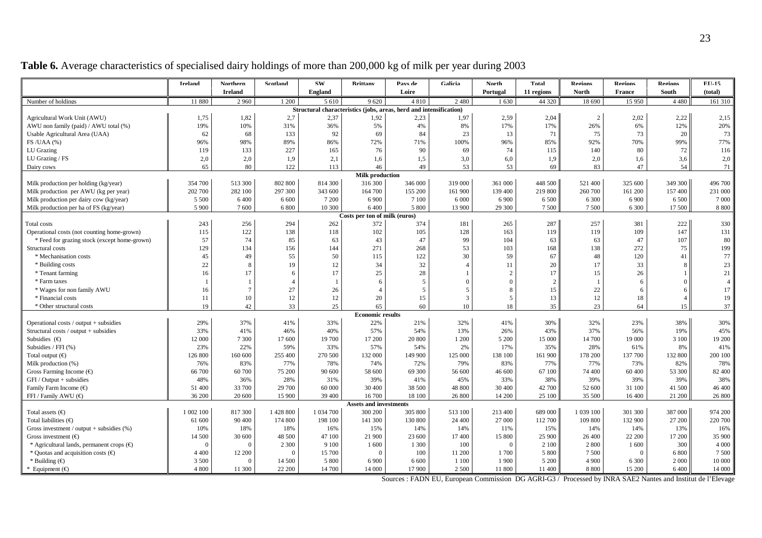**Table 6.** Average characteristics of specialised dairy holdings of more than 200,000 kg of milk per year during 2003

| | Ireland | Northern Ireland | Scotland | SW England | Brittany | Pays de Loire | Galicia | North Portugal | Total 11 regions | Regions North | Regions France | Regions South | EU-15 (total) |
|---|---|---|---|---|---|---|---|---|---|---|---|---|---|
| Number of holdings | 11 880 | 2 960 | 1 200 | 5 610 | 9 620 | 4 810 | 2 480 | 1 630 | 44 320 | 18 690 | 15 950 | 4 480 | 161 310 |
| **Structural characteristics (jobs, areas, herd and intensification)** | | | | | | | | | | | | | |
| Agricultural Work Unit (AWU) | 1,75 | 1,82 | 2,7 | 2,37 | 1,92 | 2,23 | 1,97 | 2,59 | 2,04 | 2 | 2,02 | 2,22 | 2,15 |
| AWU non family (paid) / AWU total (%) | 19% | 10% | 31% | 36% | 5% | 4% | 8% | 17% | 17% | 26% | 6% | 12% | 20% |
| Usable Agricultural Area (UAA) | 62 | 68 | 133 | 92 | 69 | 84 | 23 | 13 | 71 | 75 | 73 | 20 | 73 |
| FS /UAA (%) | 96% | 98% | 89% | 86% | 72% | 71% | 100% | 96% | 85% | 92% | 70% | 99% | 77% |
| LU Grazing | 119 | 133 | 227 | 165 | 76 | 90 | 69 | 74 | 115 | 140 | 80 | 72 | 116 |
| LU Grazing / FS | 2,0 | 2,0 | 1,9 | 2,1 | 1,6 | 1,5 | 3,0 | 6,0 | 1,9 | 2,0 | 1,6 | 3,6 | 2,0 |
| Dairy cows | 65 | 80 | 122 | 113 | 46 | 49 | 53 | 53 | 69 | 83 | 47 | 54 | 71 |
| **Milk production** | | | | | | | | | | | | | |
| Milk production per holding (kg/year) | 354 700 | 513 300 | 802 800 | 814 300 | 316 300 | 346 000 | 319 000 | 361 000 | 448 500 | 521 400 | 325 600 | 349 300 | 496 700 |
| Milk production per AWU (kg per year) | 202 700 | 282 100 | 297 300 | 343 600 | 164 700 | 155 200 | 161 900 | 139 400 | 219 800 | 260 700 | 161 200 | 157 400 | 231 000 |
| Milk production per dairy cow (kg/year) | 5 500 | 6 400 | 6 600 | 7 200 | 6 900 | 7 100 | 6 000 | 6 900 | 6 500 | 6 300 | 6 900 | 6 500 | 7 000 |
| Milk production per ha of FS (kg/year) | 5 900 | 7 600 | 6 800 | 10 300 | 6 400 | 5 800 | 13 900 | 29 300 | 7 500 | 7 500 | 6 300 | 17 500 | 8 800 |
| **Costs per ton of milk (euros)** | | | | | | | | | | | | | |
| Total costs | 243 | 256 | 294 | 262 | 372 | 374 | 181 | 265 | 287 | 257 | 381 | 222 | 330 |
| Operational costs (not counting home-grown) | 115 | 122 | 138 | 118 | 102 | 105 | 128 | 163 | 119 | 119 | 109 | 147 | 131 |
| * Feed for grazing stock (except home-grown) | 57 | 74 | 85 | 63 | 43 | 47 | 99 | 104 | 63 | 63 | 47 | 107 | 80 |
| Structural costs | 129 | 134 | 156 | 144 | 271 | 268 | 53 | 103 | 168 | 138 | 272 | 75 | 199 |
| * Mechanisation costs | 45 | 49 | 55 | 50 | 115 | 122 | 30 | 59 | 67 | 48 | 120 | 41 | 77 |
| * Building costs | 22 | 8 | 19 | 12 | 34 | 32 | 4 | 11 | 20 | 17 | 33 | 8 | 23 |
| * Tenant farming | 16 | 17 | 6 | 17 | 25 | 28 | 1 | 2 | 17 | 15 | 26 | 1 | 21 |
| * Farm taxes | 1 | 1 | 4 | 1 | 6 | 5 | 0 | 0 | 2 | 1 | 6 | 0 | 4 |
| * Wages for non family AWU | 16 | 7 | 27 | 26 | 4 | 5 | 5 | 8 | 15 | 22 | 6 | 6 | 17 |
| * Financial costs | 11 | 10 | 12 | 12 | 20 | 15 | 3 | 5 | 13 | 12 | 18 | 4 | 19 |
| * Other structural costs | 19 | 42 | 33 | 25 | 65 | 60 | 10 | 18 | 35 | 23 | 64 | 15 | 37 |
| **Economic results** | | | | | | | | | | | | | |
| Operational costs / output + subsidies | 29% | 37% | 41% | 33% | 22% | 21% | 32% | 41% | 30% | 32% | 23% | 38% | 30% |
| Structural costs / output + subsidies | 33% | 41% | 46% | 40% | 57% | 54% | 13% | 26% | 43% | 37% | 56% | 19% | 45% |
| Subsidies (€) | 12 000 | 7 300 | 17 600 | 19 700 | 17 200 | 20 800 | 1 200 | 5 200 | 15 000 | 14 700 | 19 000 | 3 100 | 19 200 |
| Subsidies / FFI (%) | 23% | 22% | 59% | 33% | 57% | 54% | 2% | 17% | 35% | 28% | 61% | 8% | 41% |
| Total output (€) | 126 800 | 160 600 | 255 400 | 270 500 | 132 000 | 149 900 | 125 000 | 138 100 | 161 900 | 178 200 | 137 700 | 132 800 | 200 100 |
| Milk production (%) | 76% | 83% | 77% | 78% | 74% | 72% | 79% | 83% | 77% | 77% | 73% | 82% | 78% |
| Gross Farming Income (€) | 66 700 | 60 700 | 75 200 | 90 600 | 58 600 | 69 300 | 56 600 | 46 600 | 67 100 | 74 400 | 60 400 | 53 300 | 82 400 |
| GFI / Output + subsidies | 48% | 36% | 28% | 31% | 39% | 41% | 45% | 33% | 38% | 39% | 39% | 39% | 38% |
| Family Farm Income (€) | 51 400 | 33 700 | 29 700 | 60 000 | 30 400 | 38 500 | 48 800 | 30 400 | 42 700 | 52 600 | 31 100 | 41 500 | 46 400 |
| FFI / Family AWU (€) | 36 200 | 20 600 | 15 900 | 39 400 | 16 700 | 18 100 | 26 800 | 14 200 | 25 100 | 35 500 | 16 400 | 21 200 | 26 800 |
| **Assets and investments** | | | | | | | | | | | | | |
| Total assets (€) | 1 002 100 | 817 300 | 1 428 800 | 1 034 700 | 300 200 | 305 800 | 513 100 | 213 400 | 689 000 | 1 039 100 | 301 300 | 387 000 | 974 200 |
| Total liabilities (€) | 61 600 | 90 400 | 174 800 | 198 100 | 141 300 | 130 800 | 24 400 | 27 000 | 112 700 | 109 800 | 132 900 | 27 200 | 220 700 |
| Gross investment / output + subsidies (%) | 10% | 18% | 18% | 16% | 15% | 14% | 14% | 11% | 15% | 14% | 14% | 13% | 16% |
| Gross investment (€) | 14 500 | 30 600 | 48 500 | 47 100 | 21 900 | 23 600 | 17 400 | 15 800 | 25 900 | 26 400 | 22 200 | 17 200 | 35 900 |
| * Agricultural lands, permanent crops (€) | 0 | 0 | 2 300 | 9 100 | 1 600 | 1 300 | 100 | 0 | 2 100 | 2 800 | 1 600 | 300 | 4 000 |
| * Quotas and acquisition costs (€) | 4 400 | 12 200 | 0 | 15 700 | 0 | 100 | 11 200 | 1 700 | 5 800 | 7 500 | 0 | 6 800 | 7 500 |
| * Building (€) | 3 500 | 0 | 14 500 | 5 800 | 6 900 | 6 600 | 1 100 | 1 900 | 5 200 | 4 900 | 6 300 | 2 000 | 10 000 |
| * Equipment (€) | 4 800 | 11 300 | 22 200 | 14 700 | 14 000 | 17 900 | 2 500 | 11 800 | 11 400 | 8 800 | 15 200 | 6 400 | 14 000 |

Sources : FADN EU, European Commission DG AGRI-G3 / Processed by INRA SAE2 Nantes and Institut de l'Elevage